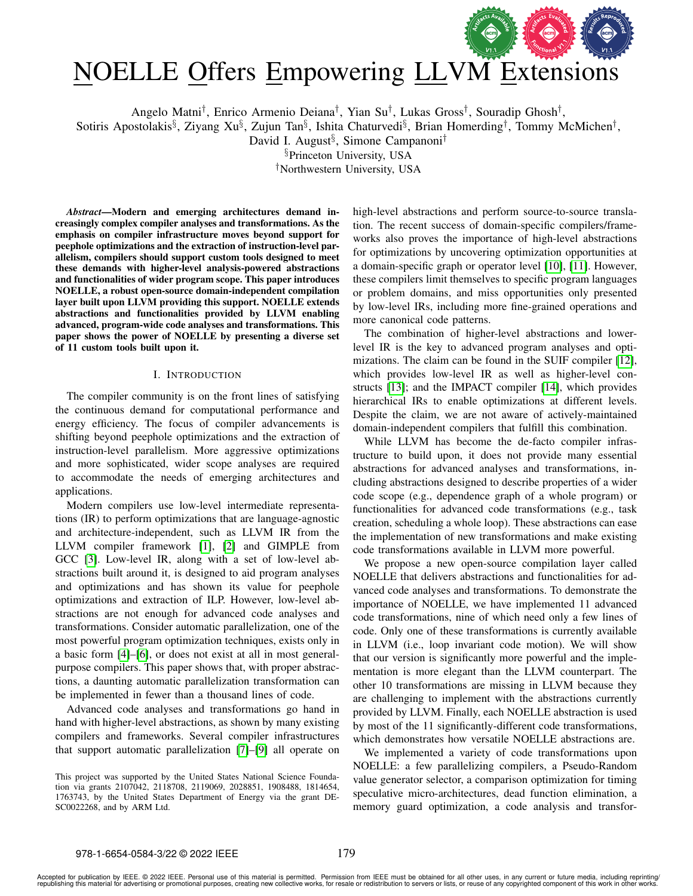# NOELLE Offers Empowering LLVM Extensions

Angelo Matni[†], Enrico Armenio Deiana[†], Yian Su[†], Lukas Gross[†], Souradip Ghosh[†], Sotiris Apostolakis[§], Ziyang Xu[§], Zujun Tan[§], Ishita Chaturvedi[§], Brian Homerding[†], Tommy McMichen[†], David I. August[§], Simone Campanoni[†]

[§]Princeton University, USA

[†]Northwestern University, USA

***Abstract*—Modern and emerging architectures demand increasingly complex compiler analyses and transformations. As the emphasis on compiler infrastructure moves beyond support for peephole optimizations and the extraction of instruction-level parallelism, compilers should support custom tools designed to meet these demands with higher-level analysis-powered abstractions and functionalities of wider program scope. This paper introduces NOELLE, a robust open-source domain-independent compilation layer built upon LLVM providing this support. NOELLE extends abstractions and functionalities provided by LLVM enabling advanced, program-wide code analyses and transformations. This paper shows the power of NOELLE by presenting a diverse set of 11 custom tools built upon it.**

## I. Introduction

The compiler community is on the front lines of satisfying the continuous demand for computational performance and energy efficiency. The focus of compiler advancements is shifting beyond peephole optimizations and the extraction of instruction-level parallelism. More aggressive optimizations and more sophisticated, wider scope analyses are required to accommodate the needs of emerging architectures and applications.

Modern compilers use low-level intermediate representations (IR) to perform optimizations that are language-agnostic and architecture-independent, such as LLVM IR from the LLVM compiler framework [1], [2] and GIMPLE from GCC [3]. Low-level IR, along with a set of low-level abstractions built around it, is designed to aid program analyses and optimizations and has shown its value for peephole optimizations and extraction of ILP. However, low-level abstractions are not enough for advanced code analyses and transformations. Consider automatic parallelization, one of the most powerful program optimization techniques, exists only in a basic form [4]–[6], or does not exist at all in most general-purpose compilers. This paper shows that, with proper abstractions, a daunting automatic parallelization transformation can be implemented in fewer than a thousand lines of code.

Advanced code analyses and transformations go hand in hand with higher-level abstractions, as shown by many existing compilers and frameworks. Several compiler infrastructures that support automatic parallelization [7]–[9] all operate on high-level abstractions and perform source-to-source translation. The recent success of domain-specific compilers/frameworks also proves the importance of high-level abstractions for optimizations by uncovering optimization opportunities at a domain-specific graph or operator level [10], [11]. However, these compilers limit themselves to specific program languages or problem domains, and miss opportunities only presented by low-level IRs, including more fine-grained operations and more canonical code patterns.

The combination of higher-level abstractions and lower-level IR is the key to advanced program analyses and optimizations. The claim can be found in the SUIF compiler [12], which provides low-level IR as well as higher-level constructs [13]; and the IMPACT compiler [14], which provides hierarchical IRs to enable optimizations at different levels. Despite the claim, we are not aware of actively-maintained domain-independent compilers that fulfill this combination.

While LLVM has become the de-facto compiler infrastructure to build upon, it does not provide many essential abstractions for advanced analyses and transformations, including abstractions designed to describe properties of a wider code scope (e.g., dependence graph of a whole program) or functionalities for advanced code transformations (e.g., task creation, scheduling a whole loop). These abstractions can ease the implementation of new transformations and make existing code transformations available in LLVM more powerful.

We propose a new open-source compilation layer called NOELLE that delivers abstractions and functionalities for advanced code analyses and transformations. To demonstrate the importance of NOELLE, we have implemented 11 advanced code transformations, nine of which need only a few lines of code. Only one of these transformations is currently available in LLVM (i.e., loop invariant code motion). We will show that our version is significantly more powerful and the implementation is more elegant than the LLVM counterpart. The other 10 transformations are missing in LLVM because they are challenging to implement with the abstractions currently provided by LLVM. Finally, each NOELLE abstraction is used by most of the 11 significantly-different code transformations, which demonstrates how versatile NOELLE abstractions are.

We implemented a variety of code transformations upon NOELLE: a few parallelizing compilers, a Pseudo-Random value generator selector, a comparison optimization for timing speculative micro-architectures, dead function elimination, a memory guard optimization, a code analysis and transfor-

This project was supported by the United States National Science Foundation via grants 2107042, 2118708, 2119069, 2028851, 1908488, 1814654, 1763743, by the United States Department of Energy via the grant DE-SC0022268, and by ARM Ltd.

978-1-6654-0584-3/22 © 2022 IEEE

Accepted for publication by IEEE. © 2022 IEEE. Personal use of this material is permitted. Permission from IEEE must be obtained for all other uses, in any current or future media, including reprinting/republishing this material for advertising or promotional purposes, creating new collective works, for resale or redistribution to servers or lists, or reuse of any copyrighted component of this work in other works.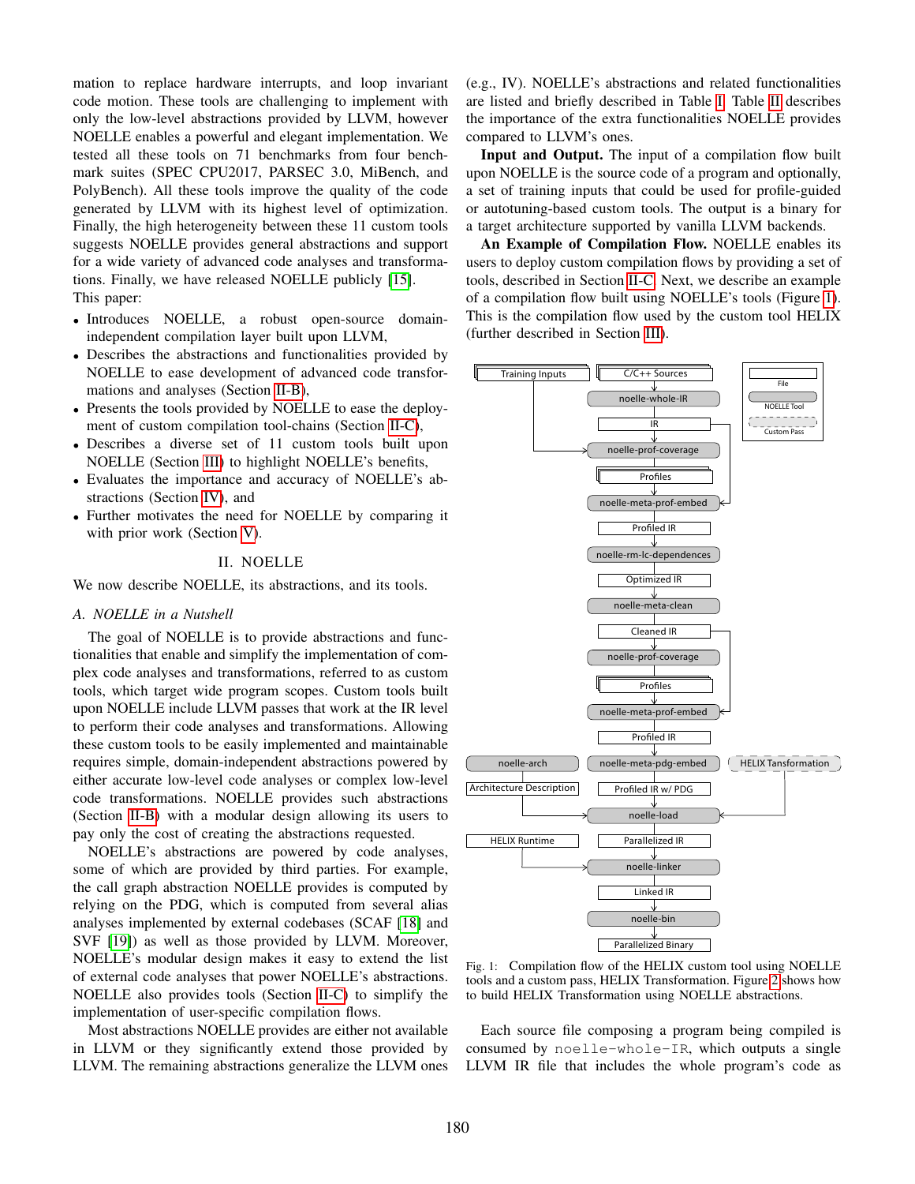mation to replace hardware interrupts, and loop invariant code motion. These tools are challenging to implement with only the low-level abstractions provided by LLVM, however NOELLE enables a powerful and elegant implementation. We tested all these tools on 71 benchmarks from four benchmark suites (SPEC CPU2017, PARSEC 3.0, MiBench, and PolyBench). All these tools improve the quality of the code generated by LLVM with its highest level of optimization. Finally, the high heterogeneity between these 11 custom tools suggests NOELLE provides general abstractions and support for a wide variety of advanced code analyses and transformations. Finally, we have released NOELLE publicly [15].

This paper:

- Introduces NOELLE, a robust open-source domain-independent compilation layer built upon LLVM,
- Describes the abstractions and functionalities provided by NOELLE to ease development of advanced code transformations and analyses (Section II-B),
- Presents the tools provided by NOELLE to ease the deployment of custom compilation tool-chains (Section II-C),
- Describes a diverse set of 11 custom tools built upon NOELLE (Section III) to highlight NOELLE's benefits,
- Evaluates the importance and accuracy of NOELLE's abstractions (Section IV), and
- Further motivates the need for NOELLE by comparing it with prior work (Section V).

## II. NOELLE

We now describe NOELLE, its abstractions, and its tools.

### A. NOELLE in a Nutshell

The goal of NOELLE is to provide abstractions and functionalities that enable and simplify the implementation of complex code analyses and transformations, referred to as custom tools, which target wide program scopes. Custom tools built upon NOELLE include LLVM passes that work at the IR level to perform their code analyses and transformations. Allowing these custom tools to be easily implemented and maintainable requires simple, domain-independent abstractions powered by either accurate low-level code analyses or complex low-level code transformations. NOELLE provides such abstractions (Section II-B) with a modular design allowing its users to pay only the cost of creating the abstractions requested.

NOELLE's abstractions are powered by code analyses, some of which are provided by third parties. For example, the call graph abstraction NOELLE provides is computed by relying on the PDG, which is computed from several alias analyses implemented by external codebases (SCAF [18] and SVF [19]) as well as those provided by LLVM. Moreover, NOELLE's modular design makes it easy to extend the list of external code analyses that power NOELLE's abstractions. NOELLE also provides tools (Section II-C) to simplify the implementation of user-specific compilation flows.

Most abstractions NOELLE provides are either not available in LLVM or they significantly extend those provided by LLVM. The remaining abstractions generalize the LLVM ones (e.g., IV). NOELLE's abstractions and related functionalities are listed and briefly described in Table I. Table II describes the importance of the extra functionalities NOELLE provides compared to LLVM's ones.

**Input and Output.** The input of a compilation flow built upon NOELLE is the source code of a program and optionally, a set of training inputs that could be used for profile-guided or autotuning-based custom tools. The output is a binary for a target architecture supported by vanilla LLVM backends.

**An Example of Compilation Flow.** NOELLE enables its users to deploy custom compilation flows by providing a set of tools, described in Section II-C. Next, we describe an example of a compilation flow built using NOELLE's tools (Figure 1). This is the compilation flow used by the custom tool HELIX (further described in Section III).

Fig. 1: Compilation flow of the HELIX custom tool using NOELLE tools and a custom pass, HELIX Transformation. Figure 2 shows how to build HELIX Transformation using NOELLE abstractions.

Each source file composing a program being compiled is consumed by `noelle-whole-IR`, which outputs a single LLVM IR file that includes the whole program's code as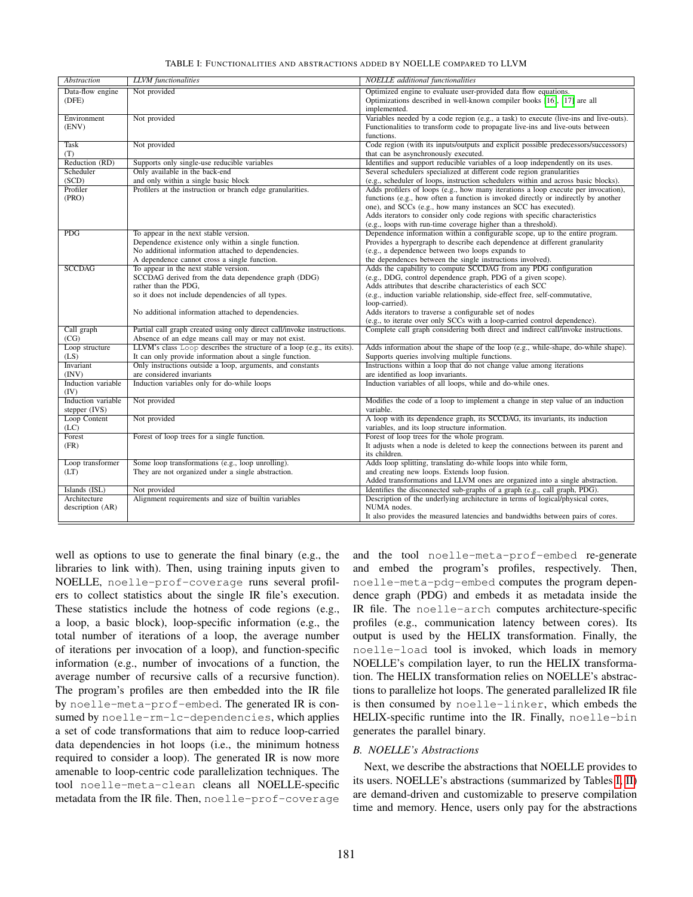TABLE I: Functionalities and abstractions added by NOELLE compared to LLVM

| *Abstraction* | *LLVM functionalities* | *NOELLE additional functionalities* |
|---|---|---|
| Data-flow engine (DFE) | Not provided | Optimized engine to evaluate user-provided data flow equations. Optimizations described in well-known compiler books [16], [17] are all implemented. |
| Environment (ENV) | Not provided | Variables needed by a code region (e.g., a task) to execute (live-ins and live-outs). Functionalities to transform code to propagate live-ins and live-outs between functions. |
| Task (T) | Not provided | Code region (with its inputs/outputs and explicit possible predecessors/successors) that can be asynchronously executed. |
| Reduction (RD) | Supports only single-use reducible variables | Identifies and support reducible variables of a loop independently on its uses. |
| Scheduler (SCD) | Only available in the back-end and only within a single basic block | Several schedulers specialized at different code region granularities (e.g., scheduler of loops, instruction schedulers within and across basic blocks). |
| Profiler (PRO) | Profilers at the instruction or branch edge granularities. | Adds profilers of loops (e.g., how many iterations a loop execute per invocation), functions (e.g., how often a function is invoked directly or indirectly by another one), and SCCs (e.g., how many instances an SCC has executed). Adds iterators to consider only code regions with specific characteristics (e.g., loops with run-time coverage higher than a threshold). |
| PDG | To appear in the next stable version. Dependence existence only within a single function. No additional information attached to dependences. A dependence cannot cross a single function. | Dependence information within a configurable scope, up to the entire program. Provides a hypergraph to describe each dependence at different granularity (e.g., a dependence between two loops expands to the dependences between the single instructions involved). |
| SCCDAG | To appear in the next stable version. SCCDAG derived from the data dependence graph (DDG) rather than the PDG, so it does not include dependencies of all types. No additional information attached to dependences. | Adds the capability to compute SCCDAG from any PDG configuration (e.g., DDG, control dependence graph, PDG of a given scope). Adds attributes that describe characteristics of each SCC (e.g., induction variable relationship, side-effect free, self-commutative, loop-carried). Adds iterators to traverse a configurable set of nodes (e.g., to iterate over only SCCs with a loop-carried control dependence). |
| Call graph (CG) | Partial call graph created using only direct call/invoke instructions. Absence of an edge means call may or may not exist. | Complete call graph considering both direct and indirect call/invoke instructions. |
| Loop structure (LS) | LLVM's class `Loop` describes the structure of a loop (e.g., its exits). It can only provide information about a single function. | Adds information about the shape of the loop (e.g., while-shape, do-while shape). Supports queries involving multiple functions. |
| Invariant (INV) | Only instructions outside a loop, arguments, and constants are considered invariants | Instructions within a loop that do not change value among iterations are identified as loop invariants. |
| Induction variable (IV) | Induction variables only for do-while loops | Induction variables of all loops, while and do-while ones. |
| Induction variable stepper (IVS) | Not provided | Modifies the code of a loop to implement a change in step value of an induction variable. |
| Loop Content (LC) | Not provided | A loop with its dependence graph, its SCCDAG, its invariants, its induction variables, and its loop structure information. |
| Forest (FR) | Forest of loop trees for a single function. | Forest of loop trees for the whole program. It adjusts when a node is deleted to keep the connections between its parent and its children. |
| Loop transformer (LT) | Some loop transformations (e.g., loop unrolling). They are not organized under a single abstraction. | Adds loop splitting, translating do-while loops into while form, and creating new loops. Extends loop fusion. Added transformations and LLVM ones are organized into a single abstraction. |
| Islands (ISL) | Not provided | Identifies the disconnected sub-graphs of a graph (e.g., call graph, PDG). |
| Architecture description (AR) | Alignment requirements and size of builtin variables | Description of the underlying architecture in terms of logical/physical cores, NUMA nodes. It also provides the measured latencies and bandwidths between pairs of cores. |

well as options to use to generate the final binary (e.g., the libraries to link with). Then, using training inputs given to NOELLE, `noelle-prof-coverage` runs several profilers to collect statistics about the single IR file's execution. These statistics include the hotness of code regions (e.g., a loop, a basic block), loop-specific information (e.g., the total number of iterations of a loop, the average number of iterations per invocation of a loop), and function-specific information (e.g., number of invocations of a function, the average number of recursive calls of a recursive function). The program's profiles are then embedded into the IR file by `noelle-meta-prof-embed`. The generated IR is consumed by `noelle-rm-lc-dependencies`, which applies a set of code transformations that aim to reduce loop-carried data dependencies in hot loops (i.e., the minimum hotness required to consider a loop). The generated IR is now more amenable to loop-centric code parallelization techniques. The tool `noelle-meta-clean` cleans all NOELLE-specific metadata from the IR file. Then, `noelle-prof-coverage` and the tool `noelle-meta-prof-embed` re-generate and embed the program's profiles, respectively. Then, `noelle-meta-pdg-embed` computes the program dependence graph (PDG) and embeds it as metadata inside the IR file. The `noelle-arch` computes architecture-specific profiles (e.g., communication latency between cores). Its output is used by the HELIX transformation. Finally, the `noelle-load` tool is invoked, which loads in memory NOELLE's compilation layer, to run the HELIX transformation. The HELIX transformation relies on NOELLE's abstractions to parallelize hot loops. The generated parallelized IR file is then consumed by `noelle-linker`, which embeds the HELIX-specific runtime into the IR. Finally, `noelle-bin` generates the parallel binary.

### B. NOELLE's Abstractions

Next, we describe the abstractions that NOELLE provides to its users. NOELLE's abstractions (summarized by Tables I, II) are demand-driven and customizable to preserve compilation time and memory. Hence, users only pay for the abstractions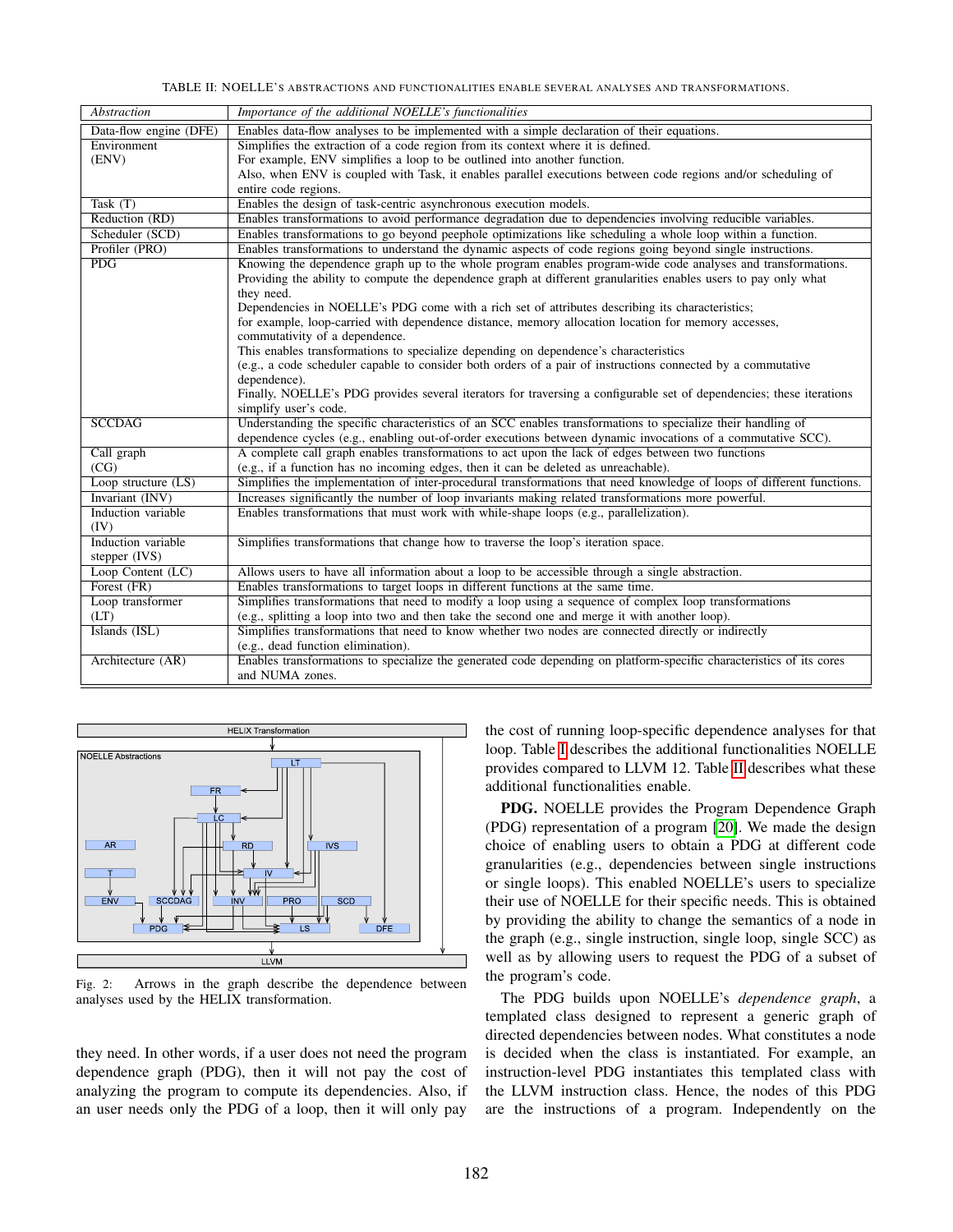TABLE II: NOELLE'S ABSTRACTIONS AND FUNCTIONALITIES ENABLE SEVERAL ANALYSES AND TRANSFORMATIONS.

| *Abstraction* | *Importance of the additional NOELLE's functionalities* |
|---|---|
| Data-flow engine (DFE) | Enables data-flow analyses to be implemented with a simple declaration of their equations. |
| Environment (ENV) | Simplifies the extraction of a code region from its context where it is defined. For example, ENV simplifies a loop to be outlined into another function. Also, when ENV is coupled with Task, it enables parallel executions between code regions and/or scheduling of entire code regions. |
| Task (T) | Enables the design of task-centric asynchronous execution models. |
| Reduction (RD) | Enables transformations to avoid performance degradation due to dependencies involving reducible variables. |
| Scheduler (SCD) | Enables transformations to go beyond peephole optimizations like scheduling a whole loop within a function. |
| Profiler (PRO) | Enables transformations to understand the dynamic aspects of code regions going beyond single instructions. |
| PDG | Knowing the dependence graph up to the whole program enables program-wide code analyses and transformations. Providing the ability to compute the dependence graph at different granularities enables users to pay only what they need. Dependencies in NOELLE's PDG come with a rich set of attributes describing its characteristics; for example, loop-carried with dependence distance, memory allocation location for memory accesses, commutativity of a dependence. This enables transformations to specialize depending on dependence's characteristics (e.g., a code scheduler capable to consider both orders of a pair of instructions connected by a commutative dependence). Finally, NOELLE's PDG provides several iterators for traversing a configurable set of dependencies; these iterations simplify user's code. |
| SCCDAG | Understanding the specific characteristics of an SCC enables transformations to specialize their handling of dependence cycles (e.g., enabling out-of-order executions between dynamic invocations of a commutative SCC). |
| Call graph (CG) | A complete call graph enables transformations to act upon the lack of edges between two functions (e.g., if a function has no incoming edges, then it can be deleted as unreachable). |
| Loop structure (LS) | Simplifies the implementation of inter-procedural transformations that need knowledge of loops of different functions. |
| Invariant (INV) | Increases significantly the number of loop invariants making related transformations more powerful. |
| Induction variable (IV) | Enables transformations that must work with while-shape loops (e.g., parallelization). |
| Induction variable stepper (IVS) | Simplifies transformations that change how to traverse the loop's iteration space. |
| Loop Content (LC) | Allows users to have all information about a loop to be accessible through a single abstraction. |
| Forest (FR) | Enables transformations to target loops in different functions at the same time. |
| Loop transformer (LT) | Simplifies transformations that need to modify a loop using a sequence of complex loop transformations (e.g., splitting a loop into two and then take the second one and merge it with another loop). |
| Islands (ISL) | Simplifies transformations that need to know whether two nodes are connected directly or indirectly (e.g., dead function elimination). |
| Architecture (AR) | Enables transformations to specialize the generated code depending on platform-specific characteristics of its cores and NUMA zones. |

Fig. 2: Arrows in the graph describe the dependence between analyses used by the HELIX transformation.

they need. In other words, if a user does not need the program dependence graph (PDG), then it will not pay the cost of analyzing the program to compute its dependencies. Also, if an user needs only the PDG of a loop, then it will only pay the cost of running loop-specific dependence analyses for that loop. Table I describes the additional functionalities NOELLE provides compared to LLVM 12. Table II describes what these additional functionalities enable.

**PDG.** NOELLE provides the Program Dependence Graph (PDG) representation of a program [20]. We made the design choice of enabling users to obtain a PDG at different code granularities (e.g., dependencies between single instructions or single loops). This enabled NOELLE's users to specialize their usage of NOELLE for their specific needs. This is obtained by providing the ability to change the semantics of a node in the graph (e.g., single instruction, single loop, single SCC) as well as by allowing users to request the PDG of a subset of the program's code.

The PDG builds upon NOELLE's *dependence graph*, a templated class designed to represent a generic graph of directed dependencies between nodes. What constitutes a node is decided when the class is instantiated. For example, an instruction-level PDG instantiates this templated class with the LLVM instruction class. Hence, the nodes of this PDG are the instructions of a program. Independently on the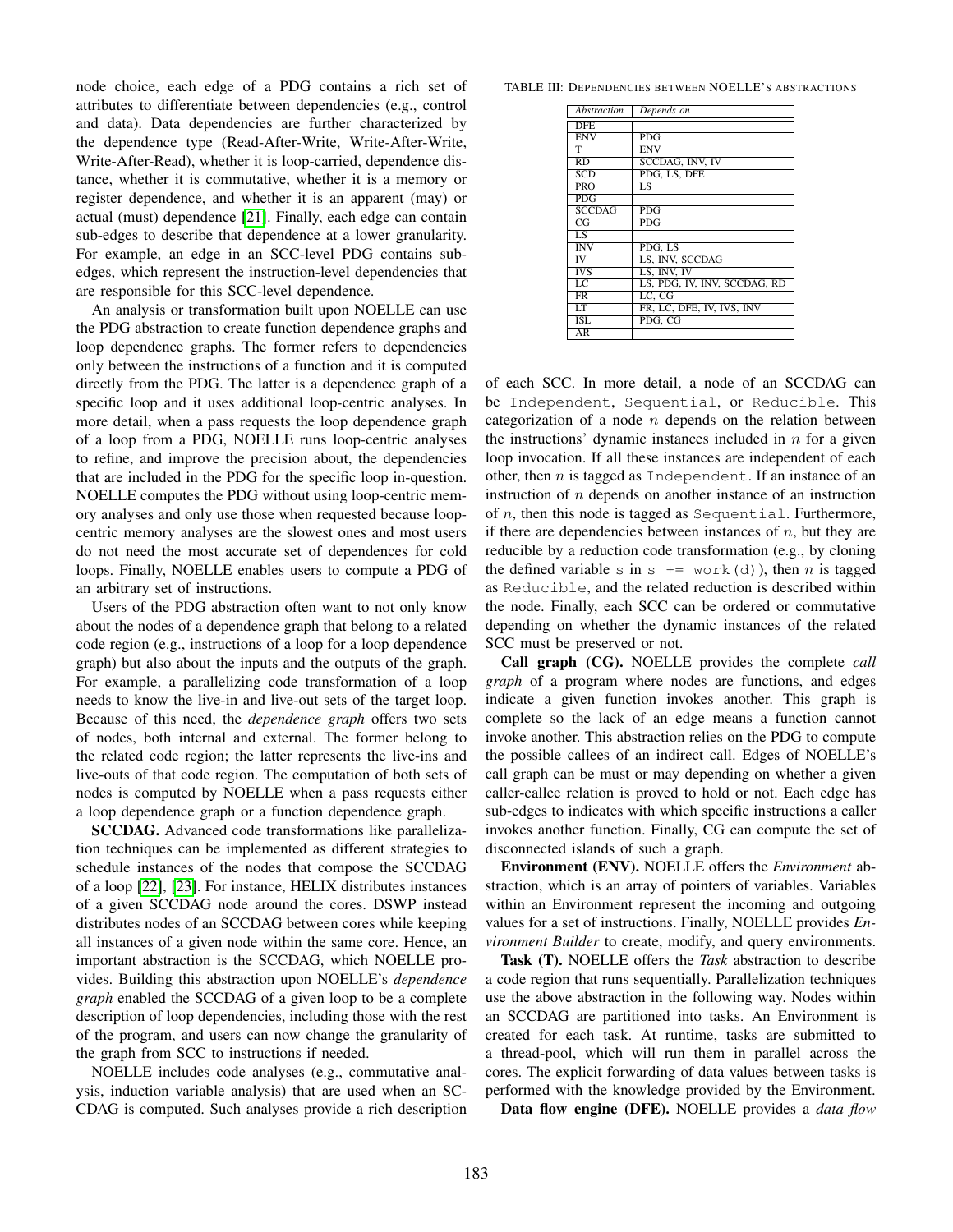node choice, each edge of a PDG contains a rich set of attributes to differentiate between dependencies (e.g., control and data). Data dependencies are further characterized by the dependence type (Read-After-Write, Write-After-Write, Write-After-Read), whether it is loop-carried, dependence distance, whether it is commutative, whether it is a memory or register dependence, and whether it is an apparent (may) or actual (must) dependence [21]. Finally, each edge can contain sub-edges to describe that dependence at a lower granularity. For example, an edge in an SCC-level PDG contains sub-edges, which represent the instruction-level dependencies that are responsible for this SCC-level dependence.

An analysis or transformation built upon NOELLE can use the PDG abstraction to create function dependence graphs and loop dependence graphs. The former refers to dependencies only between the instructions of a function and it is computed directly from the PDG. The latter is a dependence graph of a specific loop and it uses additional loop-centric analyses. In more detail, when a pass requests the loop dependence graph of a loop from a PDG, NOELLE runs loop-centric analyses to refine, and improve the precision about, the dependencies that are included in the PDG for the specific loop in-question. NOELLE computes the PDG without using loop-centric memory analyses and only use those when requested because loop-centric memory analyses are the slowest ones and most users do not need the most accurate set of dependences for cold loops. Finally, NOELLE enables users to compute a PDG of an arbitrary set of instructions.

Users of the PDG abstraction often want to not only know about the nodes of a dependence graph that belong to a related code region (e.g., instructions of a loop for a loop dependence graph) but also about the inputs and the outputs of the graph. For example, a parallelizing code transformation of a loop needs to know the live-in and live-out sets of the target loop. Because of this need, the *dependence graph* offers two sets of nodes, both internal and external. The former belong to the related code region; the latter represents the live-ins and live-outs of that code region. The computation of both sets of nodes is computed by NOELLE when a pass requests either a loop dependence graph or a function dependence graph.

**SCCDAG.** Advanced code transformations like parallelization techniques can be implemented as different strategies to schedule instances of the nodes that compose the SCCDAG of a loop [22], [23]. For instance, HELIX distributes instances of a given SCCDAG node around the cores. DSWP instead distributes nodes of an SCCDAG between cores while keeping all instances of a given node within the same core. Hence, an important abstraction is the SCCDAG, which NOELLE provides. Building this abstraction upon NOELLE's *dependence graph* enabled the SCCDAG of a given loop to be a complete description of loop dependencies, including those with the rest of the program, and users can now change the granularity of the graph from SCC to instructions if needed.

NOELLE includes code analyses (e.g., commutative analysis, induction variable analysis) that are used when an SCCDAG is computed. Such analyses provide a rich description

TABLE III: DEPENDENCIES BETWEEN NOELLE'S ABSTRACTIONS

| *Abstraction* | *Depends on* |
|---|---|
| DFE | |
| ENV | PDG |
| T | ENV |
| RD | SCCDAG, INV, IV |
| SCD | PDG, LS, DFE |
| PRO | LS |
| PDG | |
| SCCDAG | PDG |
| CG | PDG |
| LS | |
| INV | PDG, LS |
| IV | LS, INV, SCCDAG |
| IVS | LS, INV, IV |
| LC | LS, PDG, IV, INV, SCCDAG, RD |
| FR | LC, CG |
| LT | FR, LC, DFE, IV, IVS, INV |
| ISL | PDG, CG |
| AR | |

of each SCC. In more detail, a node of an SCCDAG can be `Independent`, `Sequential`, or `Reducible`. This categorization of a node $n$ depends on the relation between the instructions' dynamic instances included in $n$ for a given loop invocation. If all these instances are independent of each other, then $n$ is tagged as `Independent`. If an instance of an instruction of $n$ depends on another instance of an instruction of $n$, then this node is tagged as `Sequential`. Furthermore, if there are dependencies between instances of $n$, but they are reducible by a reduction code transformation (e.g., by cloning the defined variable `s` in `s += work(d)`), then $n$ is tagged as `Reducible`, and the related reduction is described within the node. Finally, each SCC can be ordered or commutative depending on whether the dynamic instances of the related SCC must be preserved or not.

**Call graph (CG).** NOELLE provides the complete *call graph* of a program where nodes are functions, and edges indicate a given function invokes another. This graph is complete so the lack of an edge means a function cannot invoke another. This abstraction relies on the PDG to compute the possible callees of an indirect call. Edges of NOELLE's call graph can be must or may depending on whether a given caller-callee relation is proved to hold or not. Each edge has sub-edges to indicates with which specific instructions a caller invokes another function. Finally, CG can compute the set of disconnected islands of such a graph.

**Environment (ENV).** NOELLE offers the *Environment* abstraction, which is an array of pointers of variables. Variables within an Environment represent the incoming and outgoing values for a set of instructions. Finally, NOELLE provides *Environment Builder* to create, modify, and query environments.

**Task (T).** NOELLE offers the *Task* abstraction to describe a code region that runs sequentially. Parallelization techniques use the above abstraction in the following way. Nodes within an SCCDAG are partitioned into tasks. An Environment is created for each task. At runtime, tasks are submitted to a thread-pool, which will run them in parallel across the cores. The explicit forwarding of data values between tasks is performed with the knowledge provided by the Environment.

**Data flow engine (DFE).** NOELLE provides a *data flow*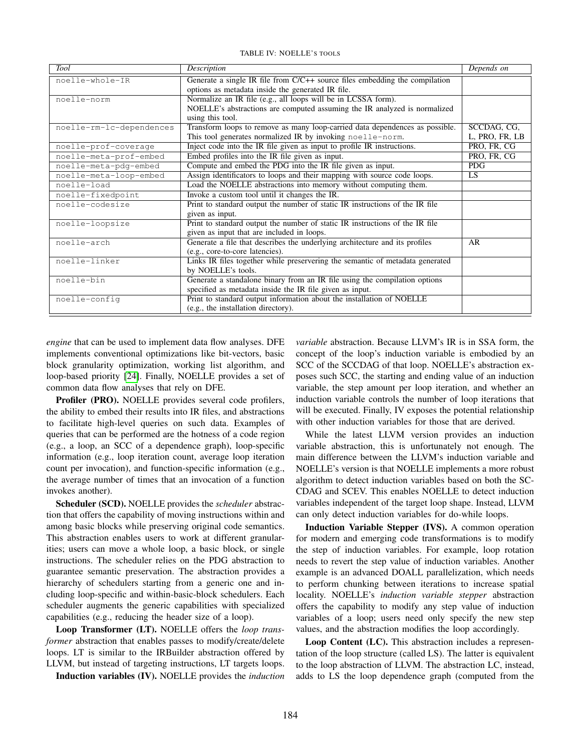TABLE IV: NOELLE'S TOOLS

| *Tool* | *Description* | *Depends on* |
|---|---|---|
| `noelle-whole-IR` | Generate a single IR file from C/C++ source files embedding the compilation options as metadata inside the generated IR file. | |
| `noelle-norm` | Normalize an IR file (e.g., all loops will be in LCSSA form). NOELLE's abstractions are computed assuming the IR analyzed is normalized using this tool. | |
| `noelle-rm-lc-dependences` | Transform loops to remove as many loop-carried data dependences as possible. This tool generates normalized IR by invoking `noelle-norm`. | SCCDAG, CG, L, PRO, FR, LB |
| `noelle-prof-coverage` | Inject code into the IR file given as input to profile IR instructions. | PRO, FR, CG |
| `noelle-meta-prof-embed` | Embed profiles into the IR file given as input. | PRO, FR, CG |
| `noelle-meta-pdg-embed` | Compute and embed the PDG into the IR file given as input. | PDG |
| `noelle-meta-loop-embed` | Assign identificators to loops and their mapping with source code loops. | LS |
| `noelle-load` | Load the NOELLE abstractions into memory without computing them. | |
| `noelle-fixedpoint` | Invoke a custom tool until it changes the IR. | |
| `noelle-codesize` | Print to standard output the number of static IR instructions of the IR file given as input. | |
| `noelle-loopsize` | Print to standard output the number of static IR instructions of the IR file given as input that are included in loops. | |
| `noelle-arch` | Generate a file that describes the underlying architecture and its profiles (e.g., core-to-core latencies). | AR |
| `noelle-linker` | Links IR files together while preserving the semantic of metadata generated by NOELLE's tools. | |
| `noelle-bin` | Generate a standalone binary from an IR file using the compilation options specified as metadata inside the IR file given as input. | |
| `noelle-config` | Print to standard output information about the installation of NOELLE (e.g., the installation directory). | |

*engine* that can be used to implement data flow analyses. DFE implements conventional optimizations like bit-vectors, basic block granularity optimization, working list algorithm, and loop-based priority [24]. Finally, NOELLE provides a set of common data flow analyses that rely on DFE.

**Profiler (PRO).** NOELLE provides several code profilers, the ability to embed their results into IR files, and abstractions to facilitate high-level queries on such data. Examples of queries that can be performed are the hotness of a code region (e.g., a loop, an SCC of a dependence graph), loop-specific information (e.g., loop iteration count, average loop iteration count per invocation), and function-specific information (e.g., the average number of times that an invocation of a function invokes another).

**Scheduler (SCD).** NOELLE provides the *scheduler* abstraction that offers the capability of moving instructions within and among basic blocks while preserving original code semantics. This abstraction enables users to work at different granularities; users can move a whole loop, a basic block, or single instructions. The scheduler relies on the PDG abstraction to guarantee semantic preservation. The abstraction provides a hierarchy of schedulers starting from a generic one and including loop-specific and within-basic-block schedulers. Each scheduler augments the generic capabilities with specialized capabilities (e.g., reducing the header size of a loop).

**Loop Transformer (LT).** NOELLE offers the *loop transformer* abstraction that enables passes to modify/create/delete loops. LT is similar to the IRBuilder abstraction offered by LLVM, but instead of targeting instructions, LT targets loops.

**Induction variables (IV).** NOELLE provides the *induction variable* abstraction. Because LLVM's IR is in SSA form, the concept of the loop's induction variable is embodied by an SCC of the SCCDAG of that loop. NOELLE's abstraction exposes such SCC, the starting and ending value of an induction variable, the step amount per loop iteration, and whether an induction variable controls the number of loop iterations that will be executed. Finally, IV exposes the potential relationship with other induction variables for those that are derived.

While the latest LLVM version provides an induction variable abstraction, this is unfortunately not enough. The main difference between the LLVM's induction variable and NOELLE's version is that NOELLE implements a more robust algorithm to detect induction variables based on both the SCCDAG and SCEV. This enables NOELLE to detect induction variables independent of the target loop shape. Instead, LLVM can only detect induction variables for do-while loops.

**Induction Variable Stepper (IVS).** A common operation for modern and emerging code transformations is to modify the step of induction variables. For example, loop rotation needs to revert the step value of induction variables. Another example is an advanced DOALL parallelization, which needs to perform chunking between iterations to increase spatial locality. NOELLE's *induction variable stepper* abstraction offers the capability to modify any step value of induction variables of a loop; users need only specify the new step values, and the abstraction modifies the loop accordingly.

**Loop Content (LC).** This abstraction includes a representation of the loop structure (called LS). The latter is equivalent to the loop abstraction of LLVM. The abstraction LC, instead, adds to LS the loop dependence graph (computed from the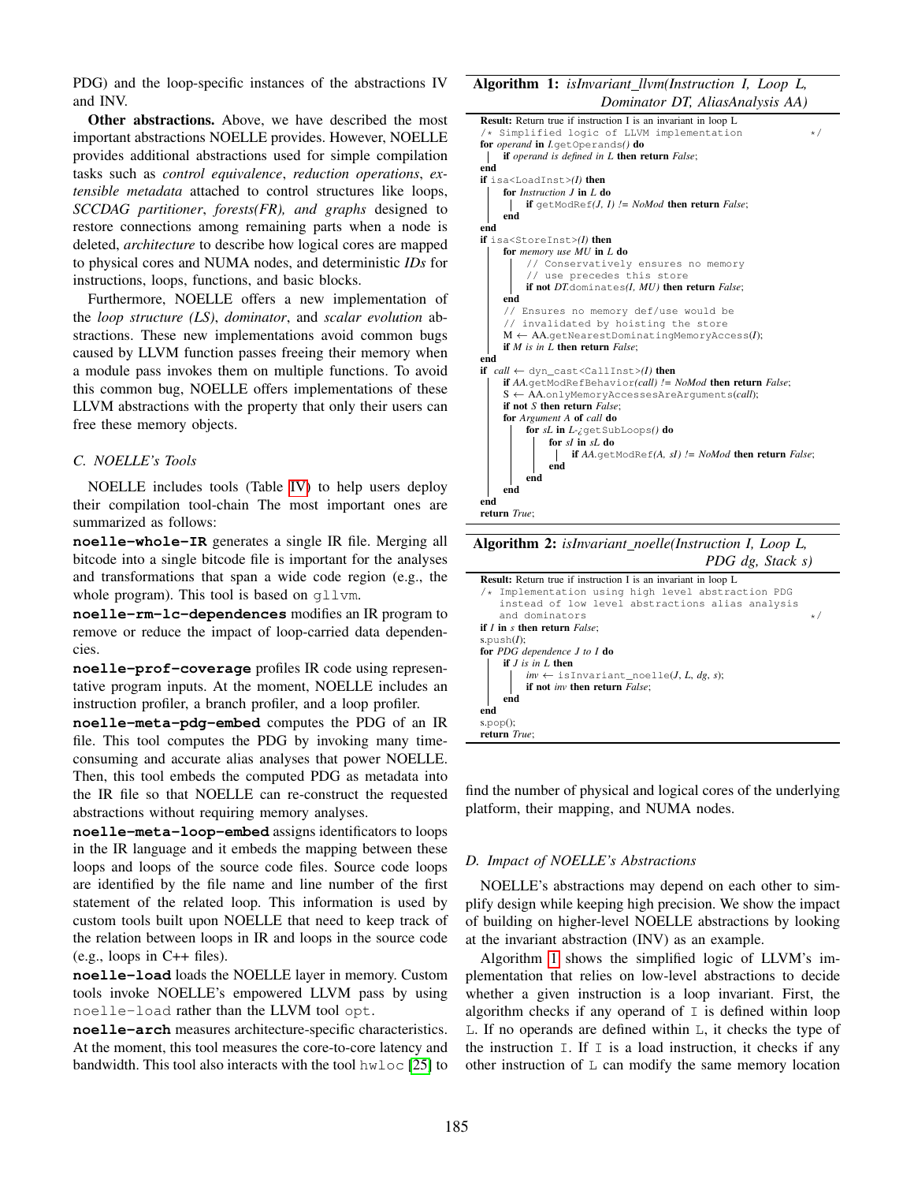PDG) and the loop-specific instances of the abstractions IV and INV.

**Other abstractions.** Above, we have described the most important abstractions NOELLE provides. However, NOELLE provides additional abstractions used for simple compilation tasks such as *control equivalence*, *reduction operations*, *extensible metadata* attached to control structures like loops, *SCCDAG partitioner*, *forests(FR), and graphs* designed to restore connections among remaining parts when a node is deleted, *architecture* to describe how logical cores are mapped to physical cores and NUMA nodes, and deterministic *IDs* for instructions, loops, functions, and basic blocks.

Furthermore, NOELLE offers a new implementation of the *loop structure (LS)*, *dominator*, and *scalar evolution* abstractions. These new implementations avoid common bugs caused by LLVM function passes freeing their memory when a module pass invokes them on multiple functions. To avoid this common bug, NOELLE offers implementations of these LLVM abstractions with the property that only their users can free these memory objects.

### C. NOELLE's Tools

NOELLE includes tools (Table IV) to help users deploy their compilation tool-chain The most important ones are summarized as follows:

**noelle-whole-IR** generates a single IR file. Merging all bitcode into a single bitcode file is important for the analyses and transformations that span a wide code region (e.g., the whole program). This tool is based on `gllvm`.

**noelle-rm-lc-dependences** modifies an IR program to remove or reduce the impact of loop-carried data dependencies.

**noelle-prof-coverage** profiles IR code using representative program inputs. At the moment, NOELLE includes an instruction profiler, a branch profiler, and a loop profiler.

**noelle-meta-pdg-embed** computes the PDG of an IR file. This tool computes the PDG by invoking many time-consuming and accurate alias analyses that power NOELLE. Then, this tool embeds the computed PDG as metadata into the IR file so that NOELLE can re-construct the requested abstractions without requiring memory analyses.

**noelle-meta-loop-embed** assigns identificators to loops in the IR language and it embeds the mapping between these loops and loops of the source code files. Source code loops are identified by the file name and line number of the first statement of the related loop. This information is used by custom tools built upon NOELLE that need to keep track of the relation between loops in IR and loops in the source code (e.g., loops in C++ files).

**noelle-load** loads the NOELLE layer in memory. Custom tools invoke NOELLE's empowered LLVM pass by using `noelle-load` rather than the LLVM tool `opt`.

**noelle-arch** measures architecture-specific characteristics. At the moment, this tool measures the core-to-core latency and bandwidth. This tool also interacts with the tool `hwloc` [25] to find the number of physical and logical cores of the underlying platform, their mapping, and NUMA nodes.

**Algorithm 1:** *isInvariant_llvm(Instruction I, Loop L, Dominator DT, AliasAnalysis AA)*

```
Result: Return true if instruction I is an invariant in loop L
/* Simplified logic of LLVM implementation                          */
for operand in I.getOperands() do
    if operand is defined in L then return False;
end
if isa<LoadInst>(I) then
    for Instruction J in L do
        if getModRef(J, I) != NoMod then return False;
    end
end
if isa<StoreInst>(I) then
    for memory use MU in L do
        // Conservatively ensures no memory
        // use precedes this store
        if not DT.dominates(I, MU) then return False;
    end
    // Ensures no memory def/use would be
    // invalidated by hoisting the store
    M ← AA.getNearestDominatingMemoryAccess(I);
    if M is in L then return False;
end
if call ← dyn_cast<CallInst>(I) then
    if AA.getModRefBehavior(call) != NoMod then return False;
    S ← AA.onlyMemoryAccessesAreArguments(call);
    if not S then return False;
    for Argument A of call do
        for sL in L->getSubLoops() do
            for sI in sL do
                if AA.getModRef(A, sI) != NoMod then return False;
            end
        end
    end
end
return True;
```

**Algorithm 2:** *isInvariant_noelle(Instruction I, Loop L, PDG dg, Stack s)*

```
Result: Return true if instruction I is an invariant in loop L
/* Implementation using high level abstraction PDG
   instead of low level abstractions alias analysis
   and dominators                                                   */
if I in s then return False;
s.push(I);
for PDG dependence J to I do
    if J is in L then
        inv ← isInvariant_noelle(J, L, dg, s);
        if not inv then return False;
    end
end
s.pop();
return True;
```

### D. Impact of NOELLE's Abstractions

NOELLE's abstractions may depend on each other to simplify design while keeping high precision. We show the impact of building on higher-level NOELLE abstractions by looking at the invariant abstraction (INV) as an example.

Algorithm 1 shows the simplified logic of LLVM's implementation that relies on low-level abstractions to decide whether a given instruction is a loop invariant. First, the algorithm checks if any operand of `I` is defined within loop `L`. If no operands are defined within `L`, it checks the type of the instruction `I`. If `I` is a load instruction, it checks if any other instruction of `L` can modify the same memory location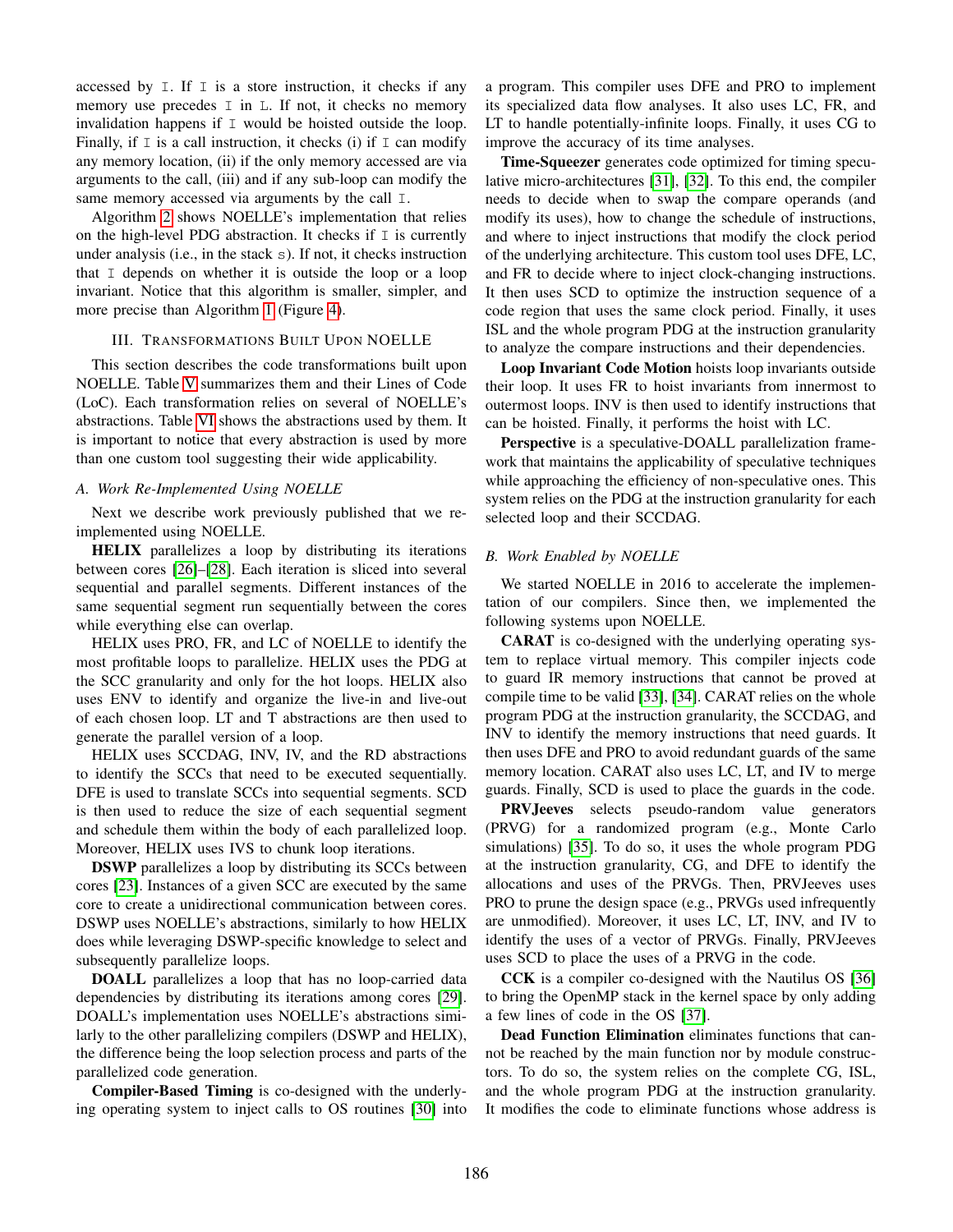accessed by `I`. If `I` is a store instruction, it checks if any memory use precedes `I` in `L`. If not, it checks no memory invalidation happens if `I` would be hoisted outside the loop. Finally, if `I` is a call instruction, it checks (i) if `I` can modify any memory location, (ii) if the only memory accessed are via arguments to the call, (iii) and if any sub-loop can modify the same memory accessed via arguments by the call `I`.

Algorithm 2 shows NOELLE's implementation that relies on the high-level PDG abstraction. It checks if `I` is currently under analysis (i.e., in the stack `s`). If not, it checks instruction that `I` depends on whether it is outside the loop or a loop invariant. Notice that this algorithm is smaller, simpler, and more precise than Algorithm 1 (Figure 4).

## III. Transformations Built Upon NOELLE

This section describes the code transformations built upon NOELLE. Table V summarizes them and their Lines of Code (LoC). Each transformation relies on several of NOELLE's abstractions. Table VI shows the abstractions used by them. It is important to notice that every abstraction is used by more than one custom tool suggesting their wide applicability.

### A. Work Re-Implemented Using NOELLE

Next we describe work previously published that we re-implemented using NOELLE.

**HELIX** parallelizes a loop by distributing its iterations between cores [26]–[28]. Each iteration is sliced into several sequential and parallel segments. Different instances of the same sequential segment run sequentially between the cores while everything else can overlap.

HELIX uses PRO, FR, and LC of NOELLE to identify the most profitable loops to parallelize. HELIX uses the PDG at the SCC granularity and only for the hot loops. HELIX also uses ENV to identify and organize the live-in and live-out of each chosen loop. LT and T abstractions are then used to generate the parallel version of a loop.

HELIX uses SCCDAG, INV, IV, and the RD abstractions to identify the SCCs that need to be executed sequentially. DFE is used to translate SCCs into sequential segments. SCD is then used to reduce the size of each sequential segment and schedule them within the body of each parallelized loop. Moreover, HELIX uses IVS to chunk loop iterations.

**DSWP** parallelizes a loop by distributing its SCCs between cores [23]. Instances of a given SCC are executed by the same core to create a unidirectional communication between cores. DSWP uses NOELLE's abstractions, similarly to how HELIX does while leveraging DSWP-specific knowledge to select and subsequently parallelize loops.

**DOALL** parallelizes a loop that has no loop-carried data dependencies by distributing its iterations among cores [29]. DOALL's implementation uses NOELLE's abstractions similarly to the other parallelizing compilers (DSWP and HELIX), the difference being the loop selection process and parts of the parallelized code generation.

**Compiler-Based Timing** is co-designed with the underlying operating system to inject calls to OS routines [30] into a program. This compiler uses DFE and PRO to implement its specialized data flow analyses. It also uses LC, FR, and LT to handle potentially-infinite loops. Finally, it uses CG to improve the accuracy of its time analyses.

**Time-Squeezer** generates code optimized for timing speculative micro-architectures [31], [32]. To this end, the compiler needs to decide when to swap the compare operands (and modify its uses), how to change the schedule of instructions, and where to inject instructions that modify the clock period of the underlying architecture. This custom tool uses DFE, LC, and FR to decide where to inject clock-changing instructions. It then uses SCD to optimize the instruction sequence of a code region that uses the same clock period. Finally, it uses ISL and the whole program PDG at the instruction granularity to analyze the compare instructions and their dependencies.

**Loop Invariant Code Motion** hoists loop invariants outside their loop. It uses FR to hoist invariants from innermost to outermost loops. INV is then used to identify instructions that can be hoisted. Finally, it performs the hoist with LC.

**Perspective** is a speculative-DOALL parallelization framework that maintains the applicability of speculative techniques while approaching the efficiency of non-speculative ones. This system relies on the PDG at the instruction granularity for each selected loop and their SCCDAG.

### B. Work Enabled by NOELLE

We started NOELLE in 2016 to accelerate the implementation of our compilers. Since then, we implemented the following systems upon NOELLE.

**CARAT** is co-designed with the underlying operating system to replace virtual memory. This compiler injects code to guard IR memory instructions that cannot be proved at compile time to be valid [33], [34]. CARAT relies on the whole program PDG at the instruction granularity, the SCCDAG, and INV to identify the memory instructions that need guards. It then uses DFE and PRO to avoid redundant guards of the same memory location. CARAT also uses LC, LT, and IV to merge guards. Finally, SCD is used to place the guards in the code.

**PRVJeeves** selects pseudo-random value generators (PRVG) for a randomized program (e.g., Monte Carlo simulations) [35]. To do so, it uses the whole program PDG at the instruction granularity, CG, and DFE to identify the allocations and uses of the PRVGs. Then, PRVJeeves uses PRO to prune the design space (e.g., PRVGs used infrequently are unmodified). Moreover, it uses LC, LT, INV, and IV to identify the uses of a vector of PRVGs. Finally, PRVJeeves uses SCD to place the uses of a PRVG in the code.

**CCK** is a compiler co-designed with the Nautilus OS [36] to bring the OpenMP stack in the kernel space by only adding a few lines of code in the OS [37].

**Dead Function Elimination** eliminates functions that cannot be reached by the main function nor by module constructors. To do so, the system relies on the complete CG, ISL, and the whole program PDG at the instruction granularity. It modifies the code to eliminate functions whose address is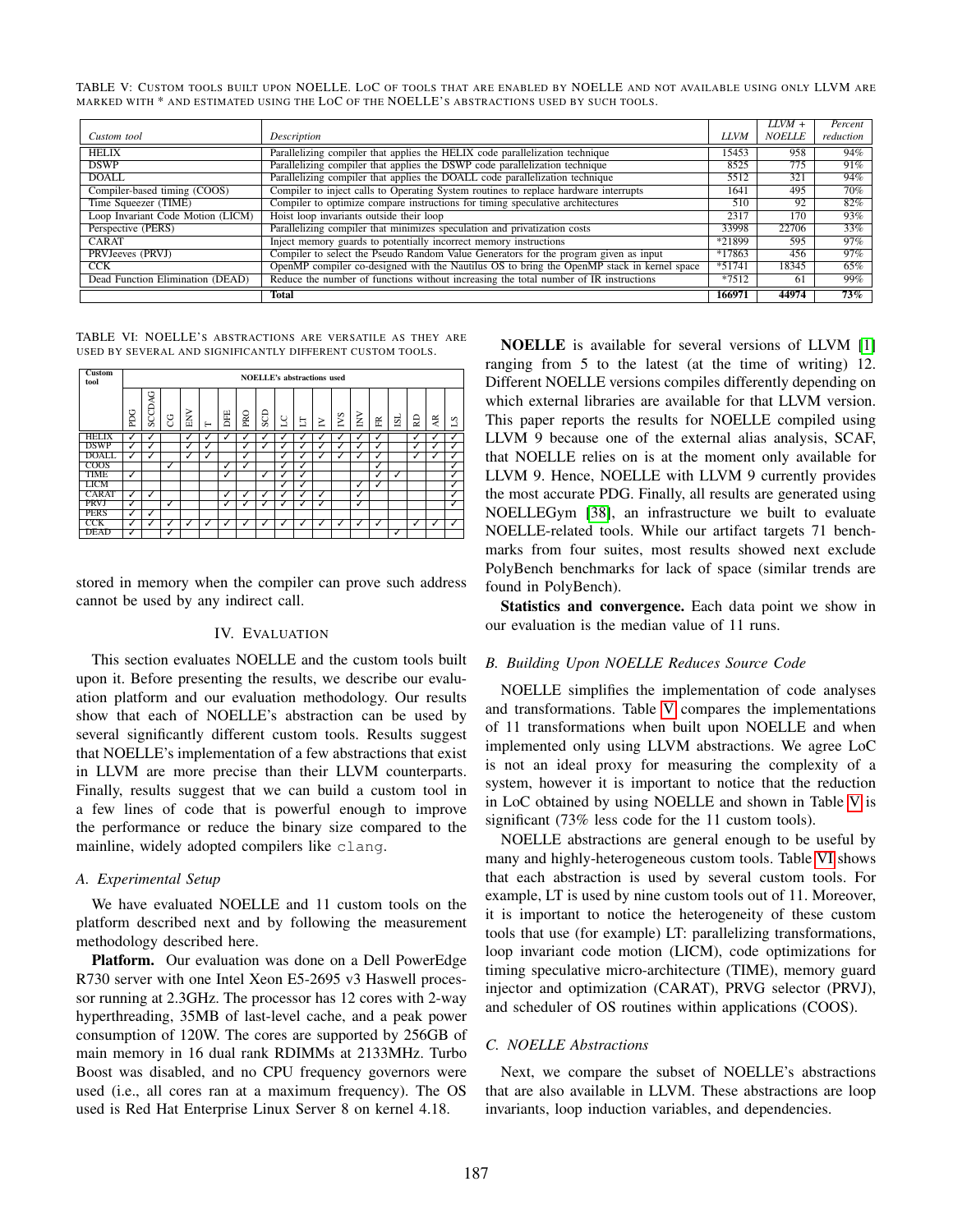TABLE V: Custom tools built upon NOELLE. LoC of tools that are enabled by NOELLE and not available using only LLVM are marked with * and estimated using the LoC of the NOELLE's abstractions used by such tools.

| *Custom tool* | *Description* | *LLVM* | *LLVM + NOELLE* | *Percent reduction* |
|---|---|---|---|---|
| HELIX | Parallelizing compiler that applies the HELIX code parallelization technique | 15453 | 958 | 94% |
| DSWP | Parallelizing compiler that applies the DSWP code parallelization technique | 8525 | 775 | 91% |
| DOALL | Parallelizing compiler that applies the DOALL code parallelization technique | 5512 | 321 | 94% |
| Compiler-based timing (COOS) | Compiler to inject calls to Operating System routines to replace hardware interrupts | 1641 | 495 | 70% |
| Time Squeezer (TIME) | Compiler to optimize compare instructions for timing speculative architectures | 510 | 92 | 82% |
| Loop Invariant Code Motion (LICM) | Hoist loop invariants outside their loop | 2317 | 170 | 93% |
| Perspective (PERS) | Parallelizing compiler that minimizes speculation and privatization costs | 33998 | 22706 | 33% |
| CARAT | Inject memory guards to potentially incorrect memory instructions | *21899 | 595 | 97% |
| PRVJeeves (PRVJ) | Compiler to select the Pseudo Random Value Generators for the program given as input | *17863 | 456 | 97% |
| CCK | OpenMP compiler co-designed with the Nautilus OS to bring the OpenMP stack in kernel space | *51741 | 18345 | 65% |
| Dead Function Elimination (DEAD) | Reduce the number of functions without increasing the total number of IR instructions | *7512 | 61 | 99% |
| | **Total** | **166971** | **44974** | **73%** |

TABLE VI: NOELLE's abstractions are versatile as they are used by several and significantly different custom tools.

| Custom tool | NOELLE's abstractions used | | | | | | | | | | | | | | | | | |
|---|---|---|---|---|---|---|---|---|---|---|---|---|---|---|---|---|---|---|
| | PDG | SCCDAG | CG | ENV | T | DFE | PRO | SCD | LC | LT | IV | IVS | INV | FR | ISL | RD | AR | LS |
| HELIX | ✓ | ✓ | | ✓ | ✓ | ✓ | ✓ | ✓ | ✓ | ✓ | ✓ | ✓ | ✓ | ✓ | | ✓ | ✓ | ✓ |
| DSWP | ✓ | ✓ | | ✓ | ✓ | | ✓ | ✓ | ✓ | ✓ | ✓ | ✓ | ✓ | ✓ | | ✓ | ✓ | ✓ |
| DOALL | ✓ | ✓ | | ✓ | ✓ | | ✓ | | ✓ | ✓ | ✓ | ✓ | ✓ | ✓ | | ✓ | ✓ | ✓ |
| COOS | | | ✓ | | | | | | ✓ | ✓ | | | | ✓ | | | | ✓ |
| TIME | ✓ | | | | | ✓ | | ✓ | ✓ | ✓ | | | | ✓ | ✓ | | | ✓ |
| LICM | | | | | | | | | ✓ | ✓ | | | ✓ | ✓ | | | | ✓ |
| CARAT | ✓ | ✓ | | | | ✓ | ✓ | ✓ | ✓ | ✓ | ✓ | | ✓ | | | | | ✓ |
| PRVJ | ✓ | | ✓ | | | ✓ | ✓ | ✓ | ✓ | ✓ | ✓ | | ✓ | | | | | ✓ |
| PERS | ✓ | ✓ | | | | | | | | | | | | | | | | |
| CCK | ✓ | ✓ | ✓ | ✓ | ✓ | ✓ | ✓ | ✓ | ✓ | ✓ | ✓ | ✓ | ✓ | ✓ | | ✓ | ✓ | ✓ |
| DEAD | ✓ | | ✓ | | | | | | | | | | | | ✓ | | | |

stored in memory when the compiler can prove such address cannot be used by any indirect call.

## IV. Evaluation

This section evaluates NOELLE and the custom tools built upon it. Before presenting the results, we describe our evaluation platform and our evaluation methodology. Our results show that each of NOELLE's abstraction can be used by several significantly different custom tools. Results suggest that NOELLE's implementation of a few abstractions that exist in LLVM are more precise than their LLVM counterparts. Finally, results suggest that we can build a custom tool in a few lines of code that is powerful enough to improve the performance or reduce the binary size compared to the mainline, widely adopted compilers like `clang`.

### A. Experimental Setup

We have evaluated NOELLE and 11 custom tools on the platform described next and by following the measurement methodology described here.

**Platform.** Our evaluation was done on a Dell PowerEdge R730 server with one Intel Xeon E5-2695 v3 Haswell processor running at 2.3GHz. The processor has 12 cores with 2-way hyperthreading, 35MB of last-level cache, and a peak power consumption of 120W. The cores are supported by 256GB of main memory in 16 dual rank RDIMMs at 2133MHz. Turbo Boost was disabled, and no CPU frequency governors were used (i.e., all cores ran at a maximum frequency). The OS used is Red Hat Enterprise Linux Server 8 on kernel 4.18.

**NOELLE** is available for several versions of LLVM [1] ranging from 5 to the latest (at the time of writing) 12. Different NOELLE versions compiles differently depending on which external libraries are available for that LLVM version. This paper reports the results for NOELLE compiled using LLVM 9 because one of the external alias analysis, SCAF, that NOELLE relies on is at the moment only available for LLVM 9. Hence, NOELLE with LLVM 9 currently provides the most accurate PDG. Finally, all results are generated using NOELLEGym [38], an infrastructure we built to evaluate NOELLE-related tools. While our artifact targets 71 benchmarks from four suites, most results showed next exclude PolyBench benchmarks for lack of space (similar trends are found in PolyBench).

**Statistics and convergence.** Each data point we show in our evaluation is the median value of 11 runs.

### B. Building Upon NOELLE Reduces Source Code

NOELLE simplifies the implementation of code analyses and transformations. Table V compares the implementations of 11 transformations when built upon NOELLE and when implemented only using LLVM abstractions. We agree LoC is not an ideal proxy for measuring the complexity of a system, however it is important to notice that the reduction in LoC obtained by using NOELLE and shown in Table V is significant (73% less code for the 11 custom tools).

NOELLE abstractions are general enough to be useful by many and highly-heterogeneous custom tools. Table VI shows that each abstraction is used by several custom tools. For example, LT is used by nine custom tools out of 11. Moreover, it is important to notice the heterogeneity of these custom tools that use (for example) LT: parallelizing transformations, loop invariant code motion (LICM), code optimizations for timing speculative micro-architecture (TIME), memory guard injector and optimization (CARAT), PRVG selector (PRVJ), and scheduler of OS routines within applications (COOS).

### C. NOELLE Abstractions

Next, we compare the subset of NOELLE's abstractions that are also available in LLVM. These abstractions are loop invariants, loop induction variables, and dependencies.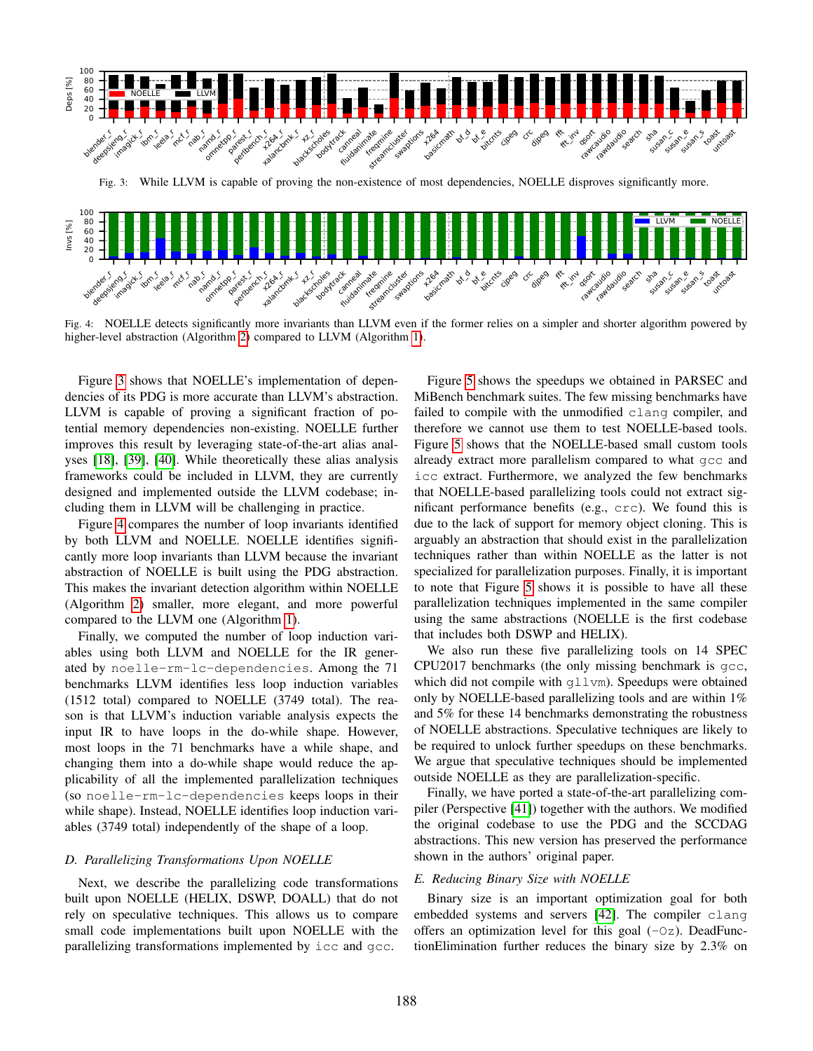Fig. 3: While LLVM is capable of proving the non-existence of most dependencies, NOELLE disproves significantly more.

Fig. 4: NOELLE detects significantly more invariants than LLVM even if the former relies on a simpler and shorter algorithm powered by higher-level abstraction (Algorithm 2) compared to LLVM (Algorithm 1).

Figure 3 shows that NOELLE's implementation of dependencies of its PDG is more accurate than LLVM's abstraction. LLVM is capable of proving a significant fraction of potential memory dependencies non-existing. NOELLE further improves this result by leveraging state-of-the-art alias analyses [18], [39], [40]. While theoretically these alias analysis frameworks could be included in LLVM, they are currently designed and implemented outside the LLVM codebase; including them in LLVM will be challenging in practice.

Figure 4 compares the number of loop invariants identified by both LLVM and NOELLE. NOELLE identifies significantly more loop invariants than LLVM because the invariant abstraction of NOELLE is built using the PDG abstraction. This makes the invariant detection algorithm within NOELLE (Algorithm 2) smaller, more elegant, and more powerful compared to the LLVM one (Algorithm 1).

Finally, we computed the number of loop induction variables using both LLVM and NOELLE for the IR generated by `noelle-rm-lc-dependencies`. Among the 71 benchmarks LLVM identifies less loop induction variables (1512 total) compared to NOELLE (3749 total). The reason is that LLVM's induction variable analysis expects the input IR to have loops in the do-while shape. However, most loops in the 71 benchmarks have a while shape, and changing them into a do-while shape would reduce the applicability of all the implemented parallelization techniques (so `noelle-rm-lc-dependencies` keeps loops in their while shape). Instead, NOELLE identifies loop induction variables (3749 total) independently of the shape of a loop.

### D. Parallelizing Transformations Upon NOELLE

Next, we describe the parallelizing code transformations built upon NOELLE (HELIX, DSWP, DOALL) that do not rely on speculative techniques. This allows us to compare small code implementations built upon NOELLE with the parallelizing transformations implemented by `icc` and `gcc`.

Figure 5 shows the speedups we obtained in PARSEC and MiBench benchmark suites. The few missing benchmarks have failed to compile with the unmodified `clang` compiler, and therefore we cannot use them to test NOELLE-based tools. Figure 5 shows that the NOELLE-based small custom tools already extract more parallelism compared to what `gcc` and `icc` extract. Furthermore, we analyzed the few benchmarks that NOELLE-based parallelizing tools could not extract significant performance benefits (e.g., `crc`). We found this is due to the lack of support for memory object cloning. This is arguably an abstraction that should exist in the parallelization techniques rather than within NOELLE as the latter is not specialized for parallelization purposes. Finally, it is important to note that Figure 5 shows it is possible to have all these parallelization techniques implemented in the same compiler using the same abstractions (NOELLE is the first codebase that includes both DSWP and HELIX).

We also run these five parallelizing tools on 14 SPEC CPU2017 benchmarks (the only missing benchmark is `gcc`, which did not compile with `gllvm`). Speedups were obtained only by NOELLE-based parallelizing tools and are within 1% and 5% for these 14 benchmarks demonstrating the robustness of NOELLE abstractions. Speculative techniques are likely to be required to unlock further speedups on these benchmarks. We argue that speculative techniques should be implemented outside NOELLE as they are parallelization-specific.

Finally, we have ported a state-of-the-art parallelizing compiler (Perspective [41]) together with the authors. We modified the original codebase to use the PDG and the SCCDAG abstractions. This new version has preserved the performance shown in the authors' original paper.

### E. Reducing Binary Size with NOELLE

Binary size is an important optimization goal for both embedded systems and servers [42]. The compiler `clang` offers an optimization level for this goal (`-Oz`). DeadFunctionElimination further reduces the binary size by 2.3% on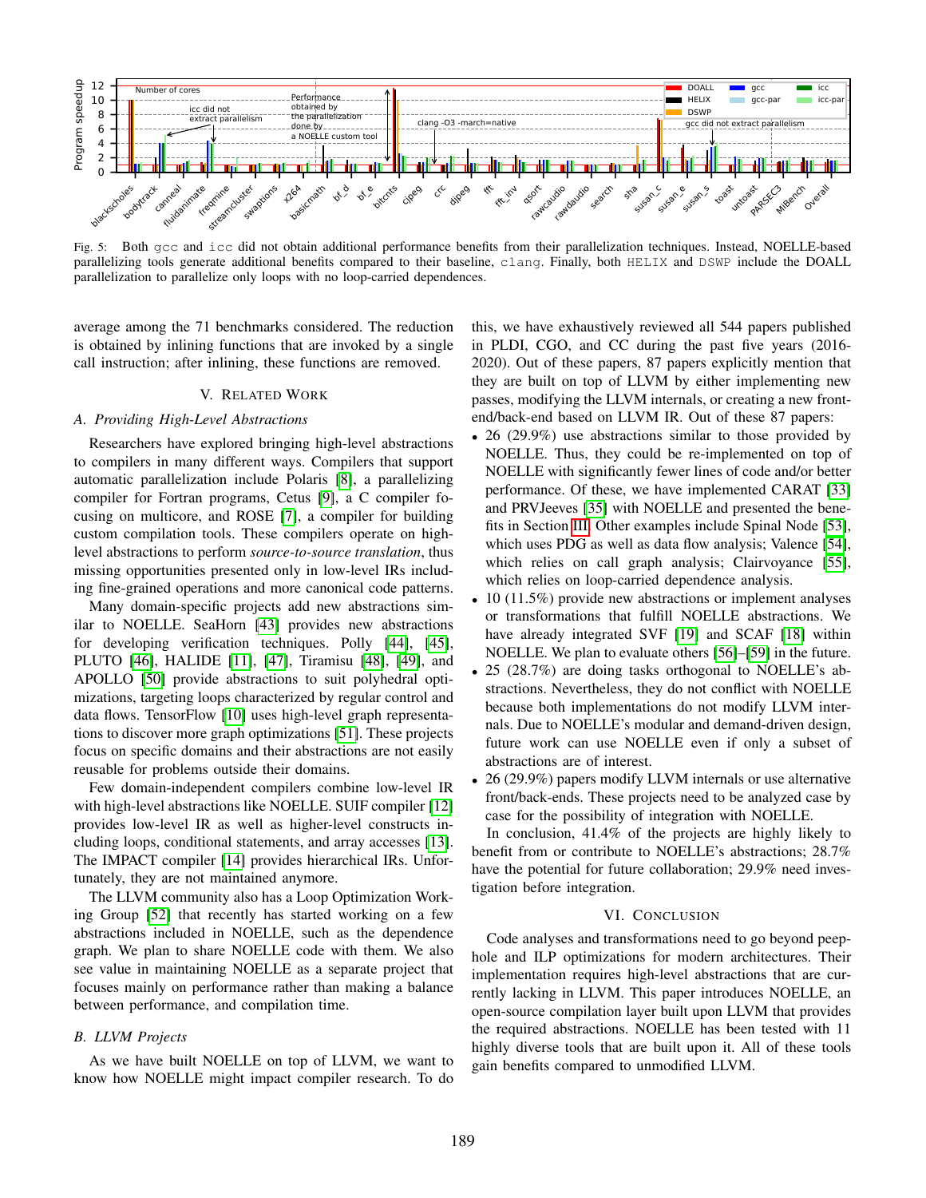Fig. 5: Both gcc and icc did not obtain additional performance benefits from their parallelization techniques. Instead, NOELLE-based parallelizing tools generate additional benefits compared to their baseline, clang. Finally, both HELIX and DSWP include the DOALL parallelization to parallelize only loops with no loop-carried dependences.

average among the 71 benchmarks considered. The reduction is obtained by inlining functions that are invoked by a single call instruction; after inlining, these functions are removed.

## V. Related Work

### A. Providing High-Level Abstractions

Researchers have explored bringing high-level abstractions to compilers in many different ways. Compilers that support automatic parallelization include Polaris [8], a parallelizing compiler for Fortran programs, Cetus [9], a C compiler focusing on multicore, and ROSE [7], a compiler for building custom compilation tools. These compilers operate on high-level abstractions to perform *source-to-source translation*, thus missing opportunities presented only in low-level IRs including fine-grained operations and more canonical code patterns.

Many domain-specific projects add new abstractions similar to NOELLE. SeaHorn [43] provides new abstractions for developing verification techniques. Polly [44], [45], PLUTO [46], HALIDE [11], [47], Tiramisu [48], [49], and APOLLO [50] provide abstractions to suit polyhedral optimizations, targeting loops characterized by regular control and data flows. TensorFlow [10] uses high-level graph representations to discover more graph optimizations [51]. These projects focus on specific domains and their abstractions are not easily reusable for problems outside their domains.

Few domain-independent compilers combine low-level IR with high-level abstractions like NOELLE. SUIF compiler [12] provides low-level IR as well as higher-level constructs including loops, conditional statements, and array accesses [13]. The IMPACT compiler [14] provides hierarchical IRs. Unfortunately, they are not maintained anymore.

The LLVM community also has a Loop Optimization Working Group [52] that recently has started working on a few abstractions included in NOELLE, such as the dependence graph. We plan to share NOELLE code with them. We also see value in maintaining NOELLE as a separate project that focuses mainly on performance rather than making a balance between performance, and compilation time.

### B. LLVM Projects

As we have built NOELLE on top of LLVM, we want to know how NOELLE might impact compiler research. To do this, we have exhaustively reviewed all 544 papers published in PLDI, CGO, and CC during the past five years (2016-2020). Out of these papers, 87 papers explicitly mention that they are built on top of LLVM by either implementing new passes, modifying the LLVM internals, or creating a new front-end/back-end based on LLVM IR. Out of these 87 papers:

- 26 (29.9%) use abstractions similar to those provided by NOELLE. Thus, they could be re-implemented on top of NOELLE with significantly fewer lines of code and/or better performance. Of these, we have implemented CARAT [33] and PRVJeeves [35] with NOELLE and presented the benefits in Section III. Other examples include Spinal Node [53], which uses PDG as well as data flow analysis; Valence [54], which relies on call graph analysis; Clairvoyance [55], which relies on loop-carried dependence analysis.
- 10 (11.5%) provide new abstractions or implement analyses or transformations that fulfill NOELLE abstractions. We have already integrated SVF [19] and SCAF [18] within NOELLE. We plan to evaluate others [56]–[59] in the future.
- 25 (28.7%) are doing tasks orthogonal to NOELLE's abstractions. Nevertheless, they do not conflict with NOELLE because both implementations do not modify LLVM internals. Due to NOELLE's modular and demand-driven design, future work can use NOELLE even if only a subset of abstractions are of interest.
- 26 (29.9%) papers modify LLVM internals or use alternative front/back-ends. These projects need to be analyzed case by case for the possibility of integration with NOELLE.

In conclusion, 41.4% of the projects are highly likely to benefit from or contribute to NOELLE's abstractions; 28.7% have the potential for future collaboration; 29.9% need investigation before integration.

## VI. Conclusion

Code analyses and transformations need to go beyond peephole and ILP optimizations for modern architectures. Their implementation requires high-level abstractions that are currently lacking in LLVM. This paper introduces NOELLE, an open-source compilation layer built upon LLVM that provides the required abstractions. NOELLE has been tested with 11 highly diverse tools that are built upon it. All of these tools gain benefits compared to unmodified LLVM.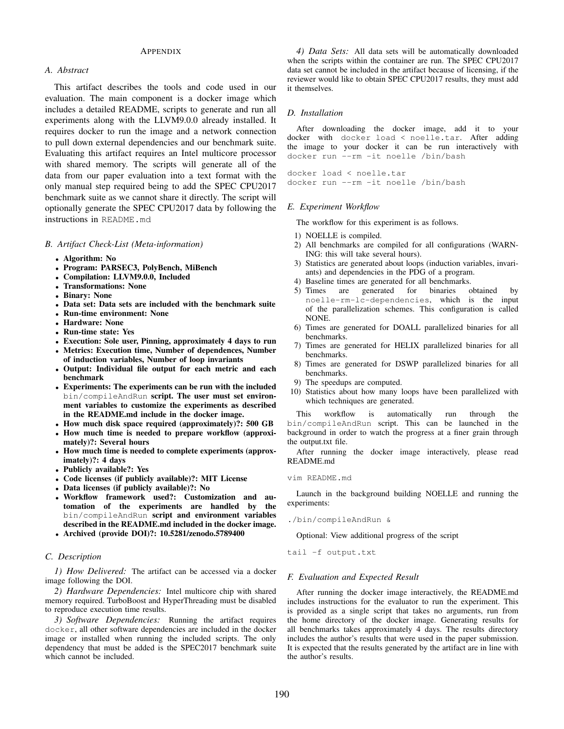# APPENDIX

## A. Abstract

This artifact describes the tools and code used in our evaluation. The main component is a docker image which includes a detailed README, scripts to generate and run all experiments along with the LLVM9.0.0 already installed. It requires docker to run the image and a network connection to pull down external dependencies and our benchmark suite. Evaluating this artifact requires an Intel multicore processor with shared memory. The scripts will generate all of the data from our paper evaluation into a text format with the only manual step required being to add the SPEC CPU2017 benchmark suite as we cannot share it directly. The script will optionally generate the SPEC CPU2017 data by following the instructions in `README.md`

## B. Artifact Check-List (Meta-information)

- **Algorithm: No**
- **Program: PARSEC3, PolyBench, MiBench**
- **Compilation: LLVM9.0.0, Included**
- **Transformations: None**
- **Binary: None**
- **Data set: Data sets are included with the benchmark suite**
- **Run-time environment: None**
- **Hardware: None**
- **Run-time state: Yes**
- **Execution: Sole user, Pinning, approximately 4 days to run**
- **Metrics: Execution time, Number of dependences, Number of induction variables, Number of loop invariants**
- **Output: Individual file output for each metric and each benchmark**
- **Experiments: The experiments can be run with the included `bin/compileAndRun` script. The user must set environment variables to customize the experiments as described in the README.md include in the docker image.**
- **How much disk space required (approximately)?: 500 GB**
- **How much time is needed to prepare workflow (approximately)?: Several hours**
- **How much time is needed to complete experiments (approximately)?: 4 days**
- **Publicly available?: Yes**
- **Code licenses (if publicly available)?: MIT License**
- **Data licenses (if publicly available)?: No**
- **Workflow framework used?: Customization and automation of the experiments are handled by the `bin/compileAndRun` script and environment variables described in the README.md included in the docker image.**
- **Archived (provide DOI)?: 10.5281/zenodo.5789400**

## C. Description

*1) How Delivered:* The artifact can be accessed via a docker image following the DOI.

*2) Hardware Dependencies:* Intel multicore chip with shared memory required. TurboBoost and HyperThreading must be disabled to reproduce execution time results.

*3) Software Dependencies:* Running the artifact requires `docker`, all other software dependencies are included in the docker image or installed when running the included scripts. The only dependency that must be added is the SPEC2017 benchmark suite which cannot be included.

*4) Data Sets:* All data sets will be automatically downloaded when the scripts within the container are run. The SPEC CPU2017 data set cannot be included in the artifact because of licensing, if the reviewer would like to obtain SPEC CPU2017 results, they must add it themselves.

## D. Installation

After downloading the docker image, add it to your docker with `docker load < noelle.tar`. After adding the image to your docker it can be run interactively with `docker run --rm -it noelle /bin/bash`

```
docker load < noelle.tar
docker run --rm -it noelle /bin/bash
```

## E. Experiment Workflow

The workflow for this experiment is as follows.

1) NOELLE is compiled.
2) All benchmarks are compiled for all configurations (WARNING: this will take several hours).
3) Statistics are generated about loops (induction variables, invariants) and dependencies in the PDG of a program.
4) Baseline times are generated for all benchmarks.
5) Times are generated for binaries obtained by `noelle-rm-lc-dependencies`, which is the input of the parallelization schemes. This configuration is called NONE.
6) Times are generated for DOALL parallelized binaries for all benchmarks.
7) Times are generated for HELIX parallelized binaries for all benchmarks.
8) Times are generated for DSWP parallelized binaries for all benchmarks.
9) The speedups are computed.
10) Statistics about how many loops have been parallelized with which techniques are generated.

This workflow is automatically run through the `bin/compileAndRun` script. This can be launched in the background in order to watch the progress at a finer grain through the output.txt file.

After running the docker image interactively, please read README.md

```
vim README.md
```

Launch in the background building NOELLE and running the experiments:

```
./bin/compileAndRun &
```

Optional: View additional progress of the script

```
tail -f output.txt
```

## F. Evaluation and Expected Result

After running the docker image interactively, the README.md includes instructions for the evaluator to run the experiment. This is provided as a single script that takes no arguments, run from the home directory of the docker image. Generating results for all benchmarks takes approximately 4 days. The results directory includes the author's results that were used in the paper submission. It is expected that the results generated by the artifact are in line with the author's results.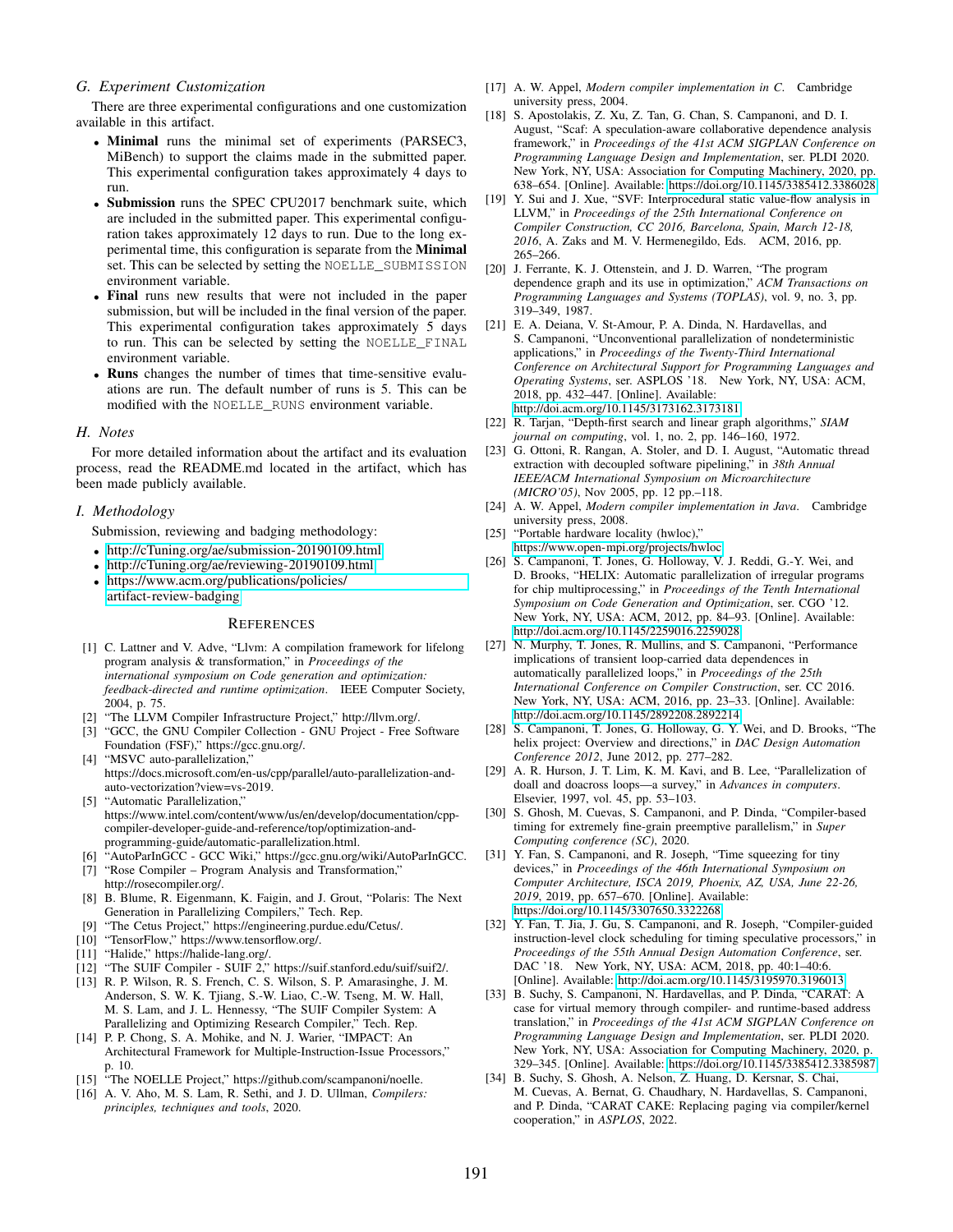### G. Experiment Customization

There are three experimental configurations and one customization available in this artifact.

- **Minimal** runs the minimal set of experiments (PARSEC3, MiBench) to support the claims made in the submitted paper. This experimental configuration takes approximately 4 days to run.
- **Submission** runs the SPEC CPU2017 benchmark suite, which are included in the submitted paper. This experimental configuration takes approximately 12 days to run. Due to the long experimental time, this configuration is separate from the **Minimal** set. This can be selected by setting the `NOELLE_SUBMISSION` environment variable.
- **Final** runs new results that were not included in the paper submission, but will be included in the final version of the paper. This experimental configuration takes approximately 5 days to run. This can be selected by setting the `NOELLE_FINAL` environment variable.
- **Runs** changes the number of times that time-sensitive evaluations are run. The default number of runs is 5. This can be modified with the `NOELLE_RUNS` environment variable.

### H. Notes

For more detailed information about the artifact and its evaluation process, read the README.md located in the artifact, which has been made publicly available.

### I. Methodology

Submission, reviewing and badging methodology:

- http://cTuning.org/ae/submission-20190109.html
- http://cTuning.org/ae/reviewing-20190109.html
- https://www.acm.org/publications/policies/artifact-review-badging

## References

[1] C. Lattner and V. Adve, "Llvm: A compilation framework for lifelong program analysis & transformation," in *Proceedings of the international symposium on Code generation and optimization: feedback-directed and runtime optimization*. IEEE Computer Society, 2004, p. 75.

[2] "The LLVM Compiler Infrastructure Project," http://llvm.org/.

[3] "GCC, the GNU Compiler Collection - GNU Project - Free Software Foundation (FSF)," https://gcc.gnu.org/.

[4] "MSVC auto-parallelization," https://docs.microsoft.com/en-us/cpp/parallel/auto-parallelization-and-auto-vectorization?view=vs-2019.

[5] "Automatic Parallelization," https://www.intel.com/content/www/us/en/develop/documentation/cpp-compiler-developer-guide-and-reference/top/optimization-and-programming-guide/automatic-parallelization.html.

[6] "AutoParInGCC - GCC Wiki," https://gcc.gnu.org/wiki/AutoParInGCC.

[7] "Rose Compiler – Program Analysis and Transformation," http://rosecompiler.org/.

[8] B. Blume, R. Eigenmann, K. Faigin, and J. Grout, "Polaris: The Next Generation in Parallelizing Compilers," Tech. Rep.

[9] "The Cetus Project," https://engineering.purdue.edu/Cetus/.

[10] "TensorFlow," https://www.tensorflow.org/.

[11] "Halide," https://halide-lang.org/.

[12] "The SUIF Compiler - SUIF 2," https://suif.stanford.edu/suif/suif2/.

[13] R. P. Wilson, R. S. French, C. S. Wilson, S. P. Amarasinghe, J. M. Anderson, S. W. K. Tjiang, S.-W. Liao, C.-W. Tseng, M. W. Hall, M. S. Lam, and J. L. Hennessy, "The SUIF Compiler System: A Parallelizing and Optimizing Research Compiler," Tech. Rep.

[14] P. P. Chong, S. A. Mohike, and N. J. Warier, "IMPACT: An Architectural Framework for Multiple-Instruction-Issue Processors," p. 10.

[15] "The NOELLE Project," https://github.com/scampanoni/noelle.

[16] A. V. Aho, M. S. Lam, R. Sethi, and J. D. Ullman, *Compilers: principles, techniques and tools*, 2020.

[17] A. W. Appel, *Modern compiler implementation in C*. Cambridge university press, 2004.

[18] S. Apostolakis, Z. Xu, Z. Tan, G. Chan, S. Campanoni, and D. I. August, "Scaf: A speculation-aware collaborative dependence analysis framework," in *Proceedings of the 41st ACM SIGPLAN Conference on Programming Language Design and Implementation*, ser. PLDI 2020. New York, NY, USA: Association for Computing Machinery, 2020, pp. 638–654. [Online]. Available: https://doi.org/10.1145/3385412.3386028

[19] Y. Sui and J. Xue, "SVF: Interprocedural static value-flow analysis in LLVM," in *Proceedings of the 25th International Conference on Compiler Construction, CC 2016, Barcelona, Spain, March 12-18, 2016*, A. Zaks and M. V. Hermenegildo, Eds. ACM, 2016, pp. 265–266.

[20] J. Ferrante, K. J. Ottenstein, and J. D. Warren, "The program dependence graph and its use in optimization," *ACM Transactions on Programming Languages and Systems (TOPLAS)*, vol. 9, no. 3, pp. 319–349, 1987.

[21] E. A. Deiana, V. St-Amour, P. A. Dinda, N. Hardavellas, and S. Campanoni, "Unconventional parallelization of nondeterministic applications," in *Proceedings of the Twenty-Third International Conference on Architectural Support for Programming Languages and Operating Systems*, ser. ASPLOS '18. New York, NY, USA: ACM, 2018, pp. 432–447. [Online]. Available: http://doi.acm.org/10.1145/3173162.3173181

[22] R. Tarjan, "Depth-first search and linear graph algorithms," *SIAM journal on computing*, vol. 1, no. 2, pp. 146–160, 1972.

[23] G. Ottoni, R. Rangan, A. Stoler, and D. I. August, "Automatic thread extraction with decoupled software pipelining," in *38th Annual IEEE/ACM International Symposium on Microarchitecture (MICRO'05)*, Nov 2005, pp. 12 pp.–118.

[24] A. W. Appel, *Modern compiler implementation in Java*. Cambridge university press, 2008.

[25] "Portable hardware locality (hwloc)," https://www.open-mpi.org/projects/hwloc

[26] S. Campanoni, T. Jones, G. Holloway, V. J. Reddi, G.-Y. Wei, and D. Brooks, "HELIX: Automatic parallelization of irregular programs for chip multiprocessing," in *Proceedings of the Tenth International Symposium on Code Generation and Optimization*, ser. CGO '12. New York, NY, USA: ACM, 2012, pp. 84–93. [Online]. Available: http://doi.acm.org/10.1145/2259016.2259028

[27] N. Murphy, T. Jones, R. Mullins, and S. Campanoni, "Performance implications of transient loop-carried data dependences in automatically parallelized loops," in *Proceedings of the 25th International Conference on Compiler Construction*, ser. CC 2016. New York, NY, USA: ACM, 2016, pp. 23–33. [Online]. Available: http://doi.acm.org/10.1145/2892208.2892214

[28] S. Campanoni, T. Jones, G. Holloway, G. Y. Wei, and D. Brooks, "The helix project: Overview and directions," in *DAC Design Automation Conference 2012*, June 2012, pp. 277–282.

[29] A. R. Hurson, J. T. Lim, K. M. Kavi, and B. Lee, "Parallelization of doall and doacross loops—a survey," in *Advances in computers*. Elsevier, 1997, vol. 45, pp. 53–103.

[30] S. Ghosh, M. Cuevas, S. Campanoni, and P. Dinda, "Compiler-based timing for extremely fine-grain preemptive parallelism," in *Super Computing conference (SC)*, 2020.

[31] Y. Fan, S. Campanoni, and R. Joseph, "Time squeezing for tiny devices," in *Proceedings of the 46th International Symposium on Computer Architecture, ISCA 2019, Phoenix, AZ, USA, June 22-26, 2019*, 2019, pp. 657–670. [Online]. Available: https://doi.org/10.1145/3307650.3322268

[32] Y. Fan, T. Jia, J. Gu, S. Campanoni, and R. Joseph, "Compiler-guided instruction-level clock scheduling for timing speculative processors," in *Proceedings of the 55th Annual Design Automation Conference*, ser. DAC '18. New York, NY, USA: ACM, 2018, pp. 40:1–40:6. [Online]. Available: http://doi.acm.org/10.1145/3195970.3196013

[33] B. Suchy, S. Campanoni, N. Hardavellas, and P. Dinda, "CARAT: A case for virtual memory through compiler- and runtime-based address translation," in *Proceedings of the 41st ACM SIGPLAN Conference on Programming Language Design and Implementation*, ser. PLDI 2020. New York, NY, USA: Association for Computing Machinery, 2020, p. 329–345. [Online]. Available: https://doi.org/10.1145/3385412.3385987

[34] B. Suchy, S. Ghosh, A. Nelson, Z. Huang, D. Kersnar, S. Chai, M. Cuevas, A. Bernat, G. Chaudhary, N. Hardavellas, S. Campanoni, and P. Dinda, "CARAT CAKE: Replacing paging via compiler/kernel cooperation," in *ASPLOS*, 2022.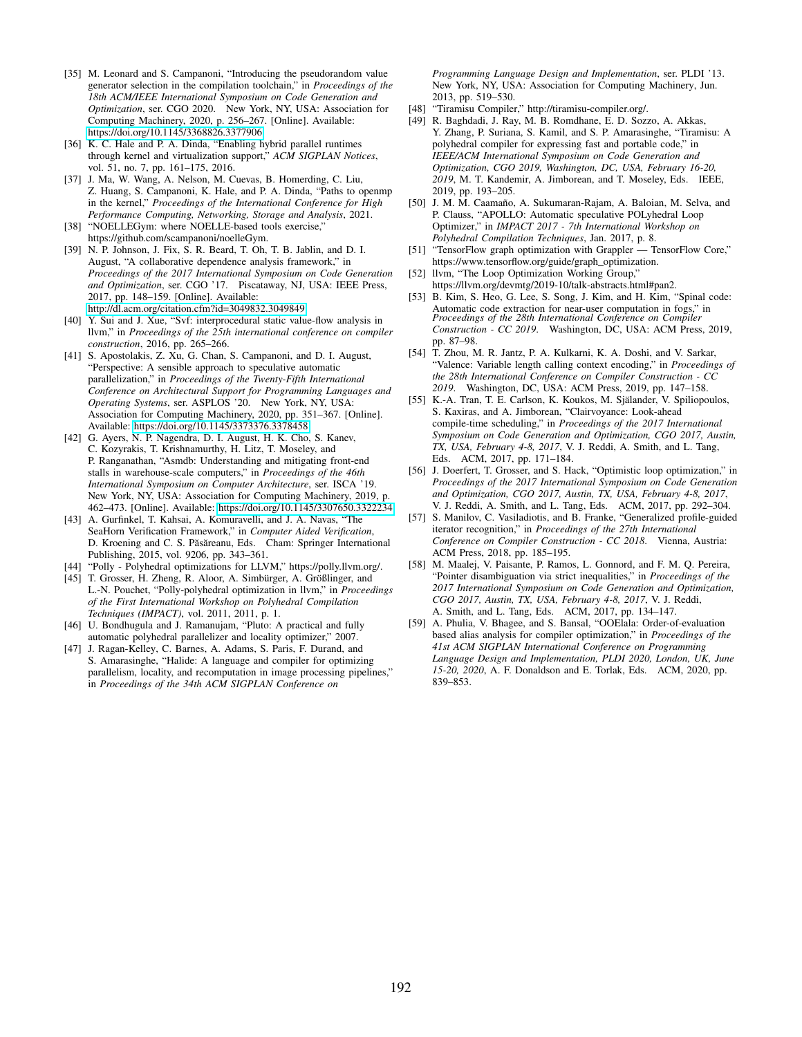[35] M. Leonard and S. Campanoni, "Introducing the pseudorandom value generator selection in the compilation toolchain," in *Proceedings of the 18th ACM/IEEE International Symposium on Code Generation and Optimization*, ser. CGO 2020. New York, NY, USA: Association for Computing Machinery, 2020, p. 256–267. [Online]. Available: https://doi.org/10.1145/3368826.3377906

[36] K. C. Hale and P. A. Dinda, "Enabling hybrid parallel runtimes through kernel and virtualization support," *ACM SIGPLAN Notices*, vol. 51, no. 7, pp. 161–175, 2016.

[37] J. Ma, W. Wang, A. Nelson, M. Cuevas, B. Homerding, C. Liu, Z. Huang, S. Campanoni, K. Hale, and P. A. Dinda, "Paths to openmp in the kernel," *Proceedings of the International Conference for High Performance Computing, Networking, Storage and Analysis*, 2021.

[38] "NOELLEGym: where NOELLE-based tools exercise," https://github.com/scampanoni/noelleGym.

[39] N. P. Johnson, J. Fix, S. R. Beard, T. Oh, T. B. Jablin, and D. I. August, "A collaborative dependence analysis framework," in *Proceedings of the 2017 International Symposium on Code Generation and Optimization*, ser. CGO '17. Piscataway, NJ, USA: IEEE Press, 2017, pp. 148–159. [Online]. Available: http://dl.acm.org/citation.cfm?id=3049832.3049849

[40] Y. Sui and J. Xue, "Svf: interprocedural static value-flow analysis in llvm," in *Proceedings of the 25th international conference on compiler construction*, 2016, pp. 265–266.

[41] S. Apostolakis, Z. Xu, G. Chan, S. Campanoni, and D. I. August, "Perspective: A sensible approach to speculative automatic parallelization," in *Proceedings of the Twenty-Fifth International Conference on Architectural Support for Programming Languages and Operating Systems*, ser. ASPLOS '20. New York, NY, USA: Association for Computing Machinery, 2020, pp. 351–367. [Online]. Available: https://doi.org/10.1145/3373376.3378458

[42] G. Ayers, N. P. Nagendra, D. I. August, H. K. Cho, S. Kanev, C. Kozyrakis, T. Krishnamurthy, H. Litz, T. Moseley, and P. Ranganathan, "Asmdb: Understanding and mitigating front-end stalls in warehouse-scale computers," in *Proceedings of the 46th International Symposium on Computer Architecture*, ser. ISCA '19. New York, NY, USA: Association for Computing Machinery, 2019, p. 462–473. [Online]. Available: https://doi.org/10.1145/3307650.3322234

[43] A. Gurfinkel, T. Kahsai, A. Komuravelli, and J. A. Navas, "The SeaHorn Verification Framework," in *Computer Aided Verification*, D. Kroening and C. S. Păsăreanu, Eds. Cham: Springer International Publishing, 2015, vol. 9206, pp. 343–361.

[44] "Polly - Polyhedral optimizations for LLVM," https://polly.llvm.org/.

[45] T. Grosser, H. Zheng, R. Aloor, A. Simbürger, A. Größlinger, and L.-N. Pouchet, "Polly-polyhedral optimization in llvm," in *Proceedings of the First International Workshop on Polyhedral Compilation Techniques (IMPACT)*, vol. 2011, 2011, p. 1.

[46] U. Bondhugula and J. Ramanujam, "Pluto: A practical and fully automatic polyhedral parallelizer and locality optimizer," 2007.

[47] J. Ragan-Kelley, C. Barnes, A. Adams, S. Paris, F. Durand, and S. Amarasinghe, "Halide: A language and compiler for optimizing parallelism, locality, and recomputation in image processing pipelines," in *Proceedings of the 34th ACM SIGPLAN Conference on Programming Language Design and Implementation*, ser. PLDI '13. New York, NY, USA: Association for Computing Machinery, Jun. 2013, pp. 519–530.

[48] "Tiramisu Compiler," http://tiramisu-compiler.org/.

[49] R. Baghdadi, J. Ray, M. B. Romdhane, E. D. Sozzo, A. Akkas, Y. Zhang, P. Suriana, S. Kamil, and S. P. Amarasinghe, "Tiramisu: A polyhedral compiler for expressing fast and portable code," in *IEEE/ACM International Symposium on Code Generation and Optimization, CGO 2019, Washington, DC, USA, February 16-20, 2019*, M. T. Kandemir, A. Jimborean, and T. Moseley, Eds. IEEE, 2019, pp. 193–205.

[50] J. M. M. Caamaño, A. Sukumaran-Rajam, A. Baloian, M. Selva, and P. Clauss, "APOLLO: Automatic speculative POLyhedral Loop Optimizer," in *IMPACT 2017 - 7th International Workshop on Polyhedral Compilation Techniques*, Jan. 2017, p. 8.

[51] "TensorFlow graph optimization with Grappler — TensorFlow Core," https://www.tensorflow.org/guide/graph_optimization.

[52] llvm, "The Loop Optimization Working Group," https://llvm.org/devmtg/2019-10/talk-abstracts.html#pan2.

[53] B. Kim, S. Heo, G. Lee, S. Song, J. Kim, and H. Kim, "Spinal code: Automatic code extraction for near-user computation in fogs," in *Proceedings of the 28th International Conference on Compiler Construction - CC 2019*. Washington, DC, USA: ACM Press, 2019, pp. 87–98.

[54] T. Zhou, M. R. Jantz, P. A. Kulkarni, K. A. Doshi, and V. Sarkar, "Valence: Variable length calling context encoding," in *Proceedings of the 28th International Conference on Compiler Construction - CC 2019*. Washington, DC, USA: ACM Press, 2019, pp. 147–158.

[55] K.-A. Tran, T. E. Carlson, K. Koukos, M. Själander, V. Spiliopoulos, S. Kaxiras, and A. Jimborean, "Clairvoyance: Look-ahead compile-time scheduling," in *Proceedings of the 2017 International Symposium on Code Generation and Optimization, CGO 2017, Austin, TX, USA, February 4-8, 2017*, V. J. Reddi, A. Smith, and L. Tang, Eds. ACM, 2017, pp. 171–184.

[56] J. Doerfert, T. Grosser, and S. Hack, "Optimistic loop optimization," in *Proceedings of the 2017 International Symposium on Code Generation and Optimization, CGO 2017, Austin, TX, USA, February 4-8, 2017*, V. J. Reddi, A. Smith, and L. Tang, Eds. ACM, 2017, pp. 292–304.

[57] S. Manilov, C. Vasiladiotis, and B. Franke, "Generalized profile-guided iterator recognition," in *Proceedings of the 27th International Conference on Compiler Construction - CC 2018*. Vienna, Austria: ACM Press, 2018, pp. 185–195.

[58] M. Maalej, V. Paisante, P. Ramos, L. Gonnord, and F. M. Q. Pereira, "Pointer disambiguation via strict inequalities," in *Proceedings of the 2017 International Symposium on Code Generation and Optimization, CGO 2017, Austin, TX, USA, February 4-8, 2017*, V. J. Reddi, A. Smith, and L. Tang, Eds. ACM, 2017, pp. 134–147.

[59] A. Phulia, V. Bhagee, and S. Bansal, "OOElala: Order-of-evaluation based alias analysis for compiler optimization," in *Proceedings of the 41st ACM SIGPLAN International Conference on Programming Language Design and Implementation, PLDI 2020, London, UK, June 15-20, 2020*, A. F. Donaldson and E. Torlak, Eds. ACM, 2020, pp. 839–853.